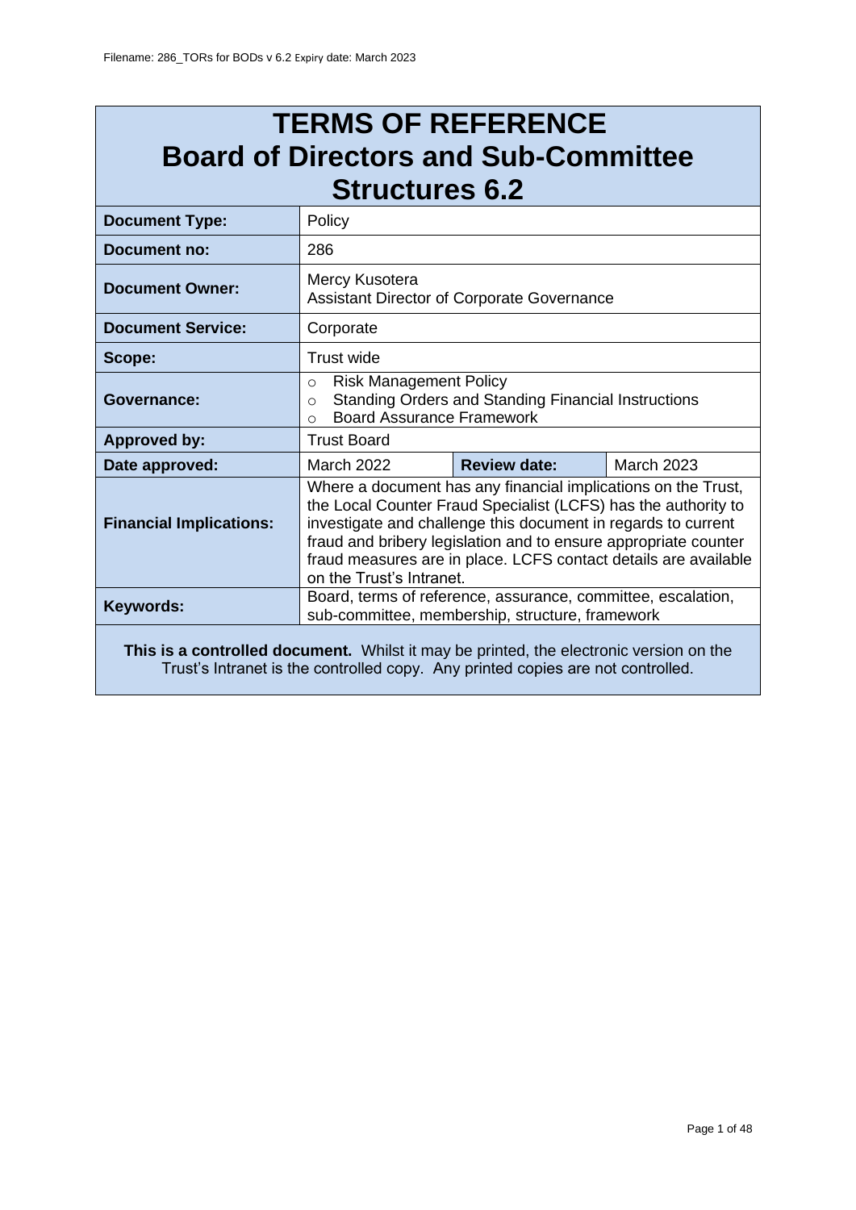Filename: 286_TORs for BODs v 6.2 Expiry date: March 2023

# TERMS OF REFERENCE Board of Directors and Sub-Committee Structures 6.2

| | | | |
|---|---|---|---|
| **Document Type:** | Policy | | |
| **Document no:** | 286 | | |
| **Document Owner:** | Mercy Kusotera<br>Assistant Director of Corporate Governance | | |
| **Document Service:** | Corporate | | |
| **Scope:** | Trust wide | | |
| **Governance:** | ○ Risk Management Policy<br>○ Standing Orders and Standing Financial Instructions<br>○ Board Assurance Framework | | |
| **Approved by:** | Trust Board | | |
| **Date approved:** | March 2022 | **Review date:** | March 2023 |
| **Financial Implications:** | Where a document has any financial implications on the Trust, the Local Counter Fraud Specialist (LCFS) has the authority to investigate and challenge this document in regards to current fraud and bribery legislation and to ensure appropriate counter fraud measures are in place. LCFS contact details are available on the Trust's Intranet. | | |
| **Keywords:** | Board, terms of reference, assurance, committee, escalation, sub-committee, membership, structure, framework | | |

**This is a controlled document.** Whilst it may be printed, the electronic version on the Trust's Intranet is the controlled copy. Any printed copies are not controlled.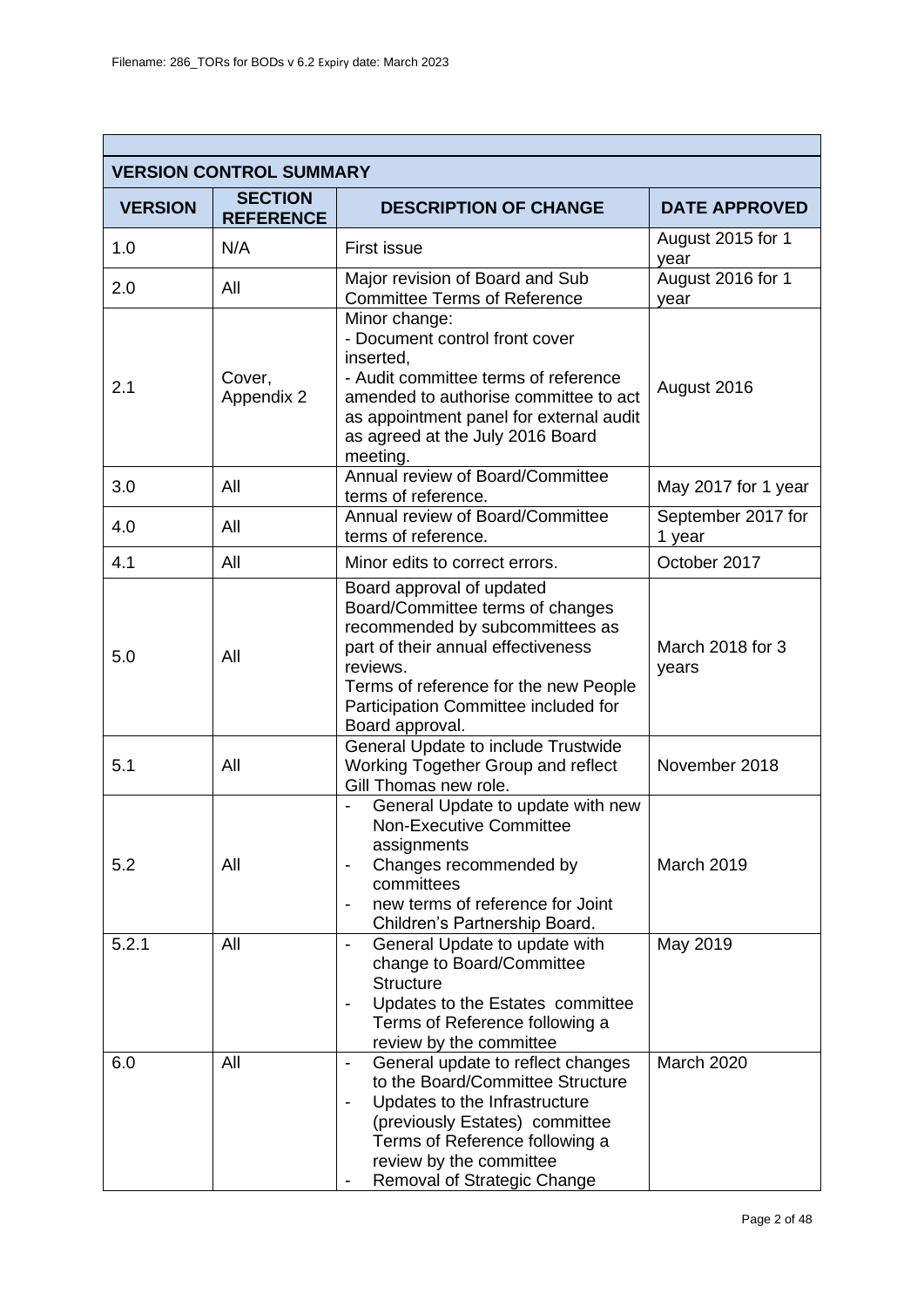Filename: 286_TORs for BODs v 6.2 Expiry date: March 2023

**VERSION CONTROL SUMMARY**

| VERSION | SECTION REFERENCE | DESCRIPTION OF CHANGE | DATE APPROVED |
|---|---|---|---|
| 1.0 | N/A | First issue | August 2015 for 1 year |
| 2.0 | All | Major revision of Board and Sub Committee Terms of Reference | August 2016 for 1 year |
| 2.1 | Cover, Appendix 2 | Minor change:<br>- Document control front cover inserted,<br>- Audit committee terms of reference amended to authorise committee to act as appointment panel for external audit as agreed at the July 2016 Board meeting. | August 2016 |
| 3.0 | All | Annual review of Board/Committee terms of reference. | May 2017 for 1 year |
| 4.0 | All | Annual review of Board/Committee terms of reference. | September 2017 for 1 year |
| 4.1 | All | Minor edits to correct errors. | October 2017 |
| 5.0 | All | Board approval of updated Board/Committee terms of changes recommended by subcommittees as part of their annual effectiveness reviews.<br>Terms of reference for the new People Participation Committee included for Board approval. | March 2018 for 3 years |
| 5.1 | All | General Update to include Trustwide Working Together Group and reflect Gill Thomas new role. | November 2018 |
| 5.2 | All | - General Update to update with new Non-Executive Committee assignments<br>- Changes recommended by committees<br>- new terms of reference for Joint Children's Partnership Board. | March 2019 |
| 5.2.1 | All | - General Update to update with change to Board/Committee Structure<br>- Updates to the Estates committee Terms of Reference following a review by the committee | May 2019 |
| 6.0 | All | - General update to reflect changes to the Board/Committee Structure<br>- Updates to the Infrastructure (previously Estates) committee Terms of Reference following a review by the committee<br>- Removal of Strategic Change | March 2020 |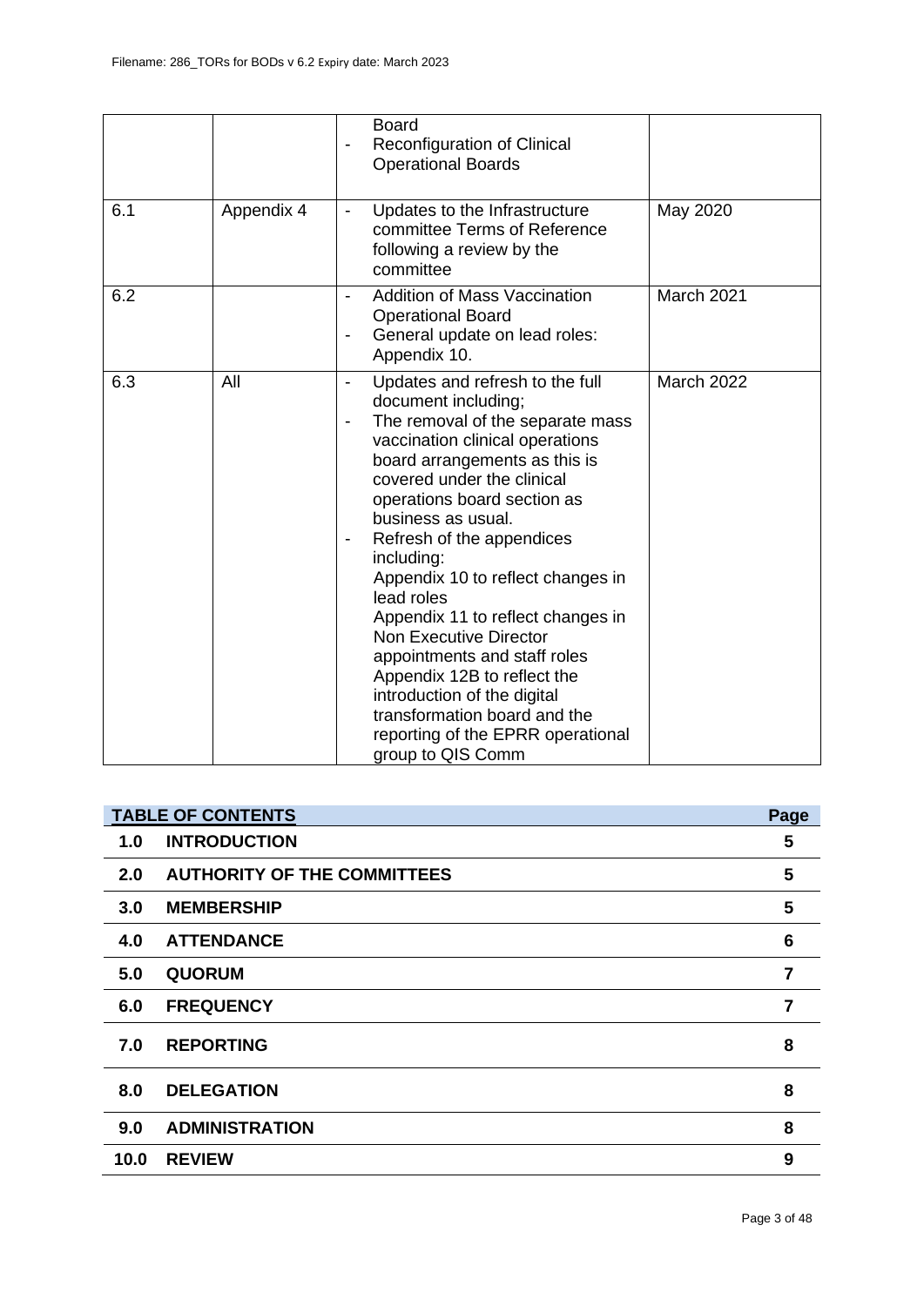| | | - Board<br>- Reconfiguration of Clinical Operational Boards | |
|---|---|---|---|
| 6.1 | Appendix 4 | - Updates to the Infrastructure committee Terms of Reference following a review by the committee | May 2020 |
| 6.2 | | - Addition of Mass Vaccination Operational Board<br>- General update on lead roles: Appendix 10. | March 2021 |
| 6.3 | All | - Updates and refresh to the full document including;<br>- The removal of the separate mass vaccination clinical operations board arrangements as this is covered under the clinical operations board section as business as usual.<br>- Refresh of the appendices including:<br>Appendix 10 to reflect changes in lead roles<br>Appendix 11 to reflect changes in Non Executive Director appointments and staff roles<br>Appendix 12B to reflect the introduction of the digital transformation board and the reporting of the EPRR operational group to QIS Comm | March 2022 |

| TABLE OF CONTENTS | | Page |
|---|---|---|
| **1.0** | **INTRODUCTION** | **5** |
| **2.0** | **AUTHORITY OF THE COMMITTEES** | **5** |
| **3.0** | **MEMBERSHIP** | **5** |
| **4.0** | **ATTENDANCE** | **6** |
| **5.0** | **QUORUM** | **7** |
| **6.0** | **FREQUENCY** | **7** |
| **7.0** | **REPORTING** | **8** |
| **8.0** | **DELEGATION** | **8** |
| **9.0** | **ADMINISTRATION** | **8** |
| **10.0** | **REVIEW** | **9** |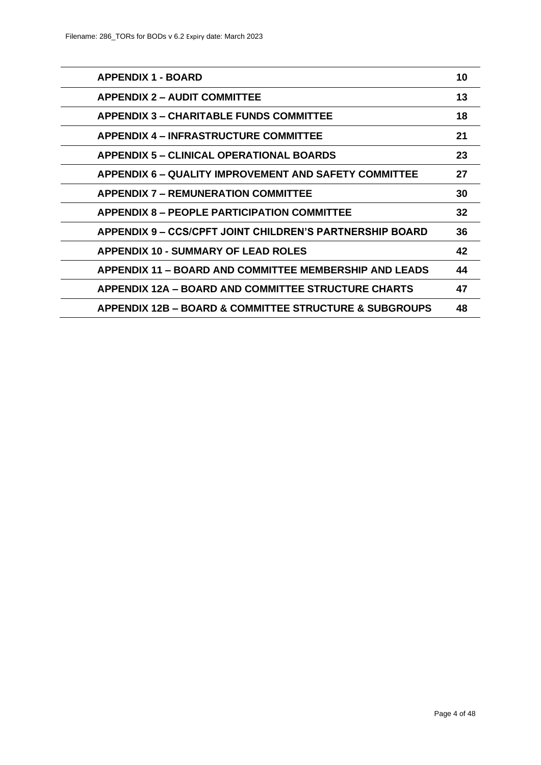| | |
|---|---|
| **APPENDIX 1 - BOARD** | **10** |
| **APPENDIX 2 – AUDIT COMMITTEE** | **13** |
| **APPENDIX 3 – CHARITABLE FUNDS COMMITTEE** | **18** |
| **APPENDIX 4 – INFRASTRUCTURE COMMITTEE** | **21** |
| **APPENDIX 5 – CLINICAL OPERATIONAL BOARDS** | **23** |
| **APPENDIX 6 – QUALITY IMPROVEMENT AND SAFETY COMMITTEE** | **27** |
| **APPENDIX 7 – REMUNERATION COMMITTEE** | **30** |
| **APPENDIX 8 – PEOPLE PARTICIPATION COMMITTEE** | **32** |
| **APPENDIX 9 – CCS/CPFT JOINT CHILDREN'S PARTNERSHIP BOARD** | **36** |
| **APPENDIX 10 - SUMMARY OF LEAD ROLES** | **42** |
| **APPENDIX 11 – BOARD AND COMMITTEE MEMBERSHIP AND LEADS** | **44** |
| **APPENDIX 12A – BOARD AND COMMITTEE STRUCTURE CHARTS** | **47** |
| **APPENDIX 12B – BOARD & COMMITTEE STRUCTURE & SUBGROUPS** | **48** |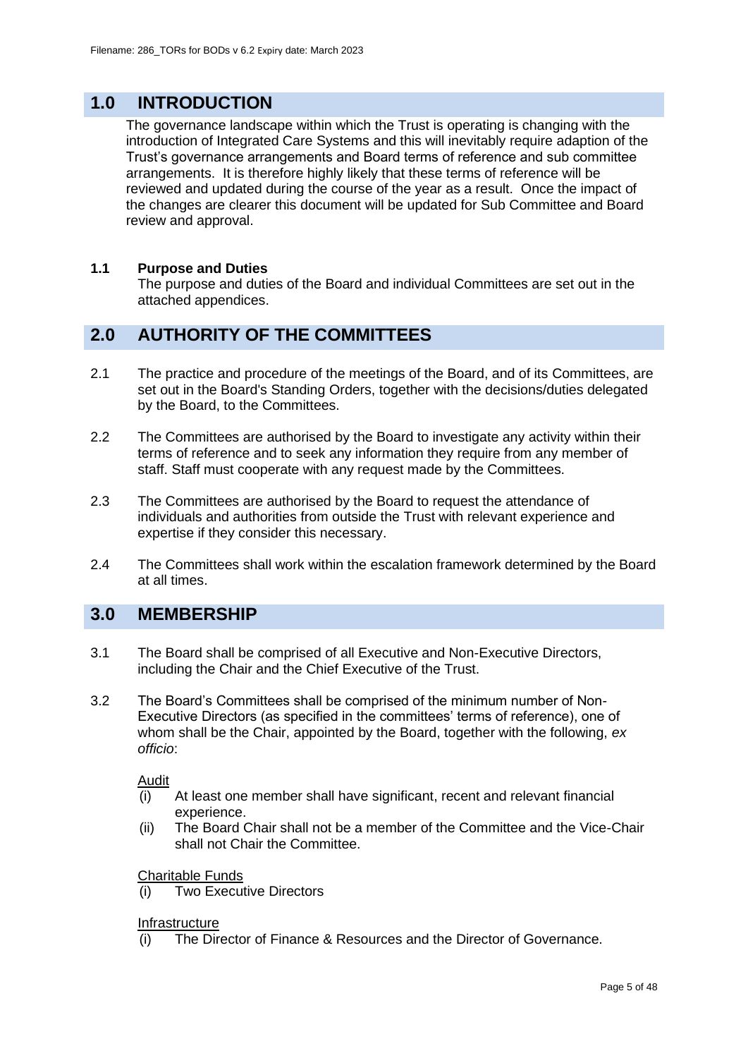## 1.0 INTRODUCTION

The governance landscape within which the Trust is operating is changing with the introduction of Integrated Care Systems and this will inevitably require adaption of the Trust's governance arrangements and Board terms of reference and sub committee arrangements. It is therefore highly likely that these terms of reference will be reviewed and updated during the course of the year as a result. Once the impact of the changes are clearer this document will be updated for Sub Committee and Board review and approval.

### 1.1 Purpose and Duties

The purpose and duties of the Board and individual Committees are set out in the attached appendices.

## 2.0 AUTHORITY OF THE COMMITTEES

2.1 The practice and procedure of the meetings of the Board, and of its Committees, are set out in the Board's Standing Orders, together with the decisions/duties delegated by the Board, to the Committees.

2.2 The Committees are authorised by the Board to investigate any activity within their terms of reference and to seek any information they require from any member of staff. Staff must cooperate with any request made by the Committees.

2.3 The Committees are authorised by the Board to request the attendance of individuals and authorities from outside the Trust with relevant experience and expertise if they consider this necessary.

2.4 The Committees shall work within the escalation framework determined by the Board at all times.

## 3.0 MEMBERSHIP

3.1 The Board shall be comprised of all Executive and Non-Executive Directors, including the Chair and the Chief Executive of the Trust.

3.2 The Board's Committees shall be comprised of the minimum number of Non-Executive Directors (as specified in the committees' terms of reference), one of whom shall be the Chair, appointed by the Board, together with the following, *ex officio*:

Audit

(i) At least one member shall have significant, recent and relevant financial experience.

(ii) The Board Chair shall not be a member of the Committee and the Vice-Chair shall not Chair the Committee.

Charitable Funds

(i) Two Executive Directors

Infrastructure

(i) The Director of Finance & Resources and the Director of Governance.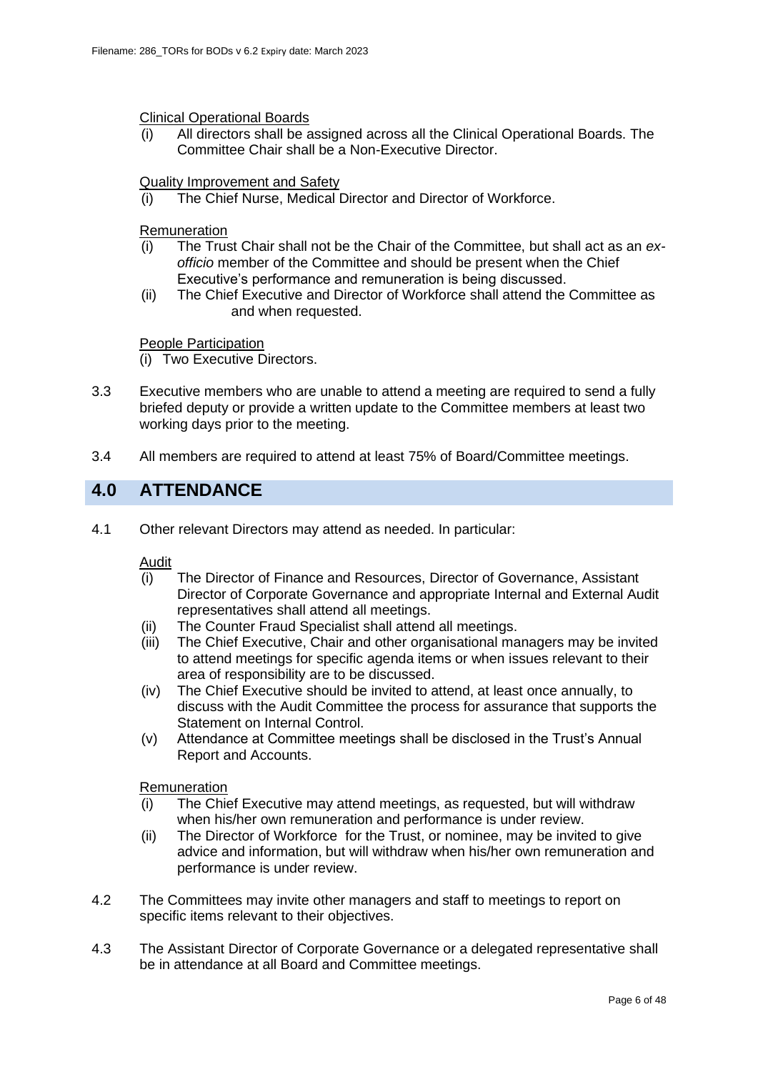Clinical Operational Boards

(i) All directors shall be assigned across all the Clinical Operational Boards. The Committee Chair shall be a Non-Executive Director.

Quality Improvement and Safety

(i) The Chief Nurse, Medical Director and Director of Workforce.

Remuneration

(i) The Trust Chair shall not be the Chair of the Committee, but shall act as an *ex-officio* member of the Committee and should be present when the Chief Executive's performance and remuneration is being discussed.

(ii) The Chief Executive and Director of Workforce shall attend the Committee as and when requested.

People Participation

(i) Two Executive Directors.

3.3 Executive members who are unable to attend a meeting are required to send a fully briefed deputy or provide a written update to the Committee members at least two working days prior to the meeting.

3.4 All members are required to attend at least 75% of Board/Committee meetings.

## 4.0 ATTENDANCE

4.1 Other relevant Directors may attend as needed. In particular:

Audit

(i) The Director of Finance and Resources, Director of Governance, Assistant Director of Corporate Governance and appropriate Internal and External Audit representatives shall attend all meetings.

(ii) The Counter Fraud Specialist shall attend all meetings.

(iii) The Chief Executive, Chair and other organisational managers may be invited to attend meetings for specific agenda items or when issues relevant to their area of responsibility are to be discussed.

(iv) The Chief Executive should be invited to attend, at least once annually, to discuss with the Audit Committee the process for assurance that supports the Statement on Internal Control.

(v) Attendance at Committee meetings shall be disclosed in the Trust's Annual Report and Accounts.

Remuneration

(i) The Chief Executive may attend meetings, as requested, but will withdraw when his/her own remuneration and performance is under review.

(ii) The Director of Workforce for the Trust, or nominee, may be invited to give advice and information, but will withdraw when his/her own remuneration and performance is under review.

4.2 The Committees may invite other managers and staff to meetings to report on specific items relevant to their objectives.

4.3 The Assistant Director of Corporate Governance or a delegated representative shall be in attendance at all Board and Committee meetings.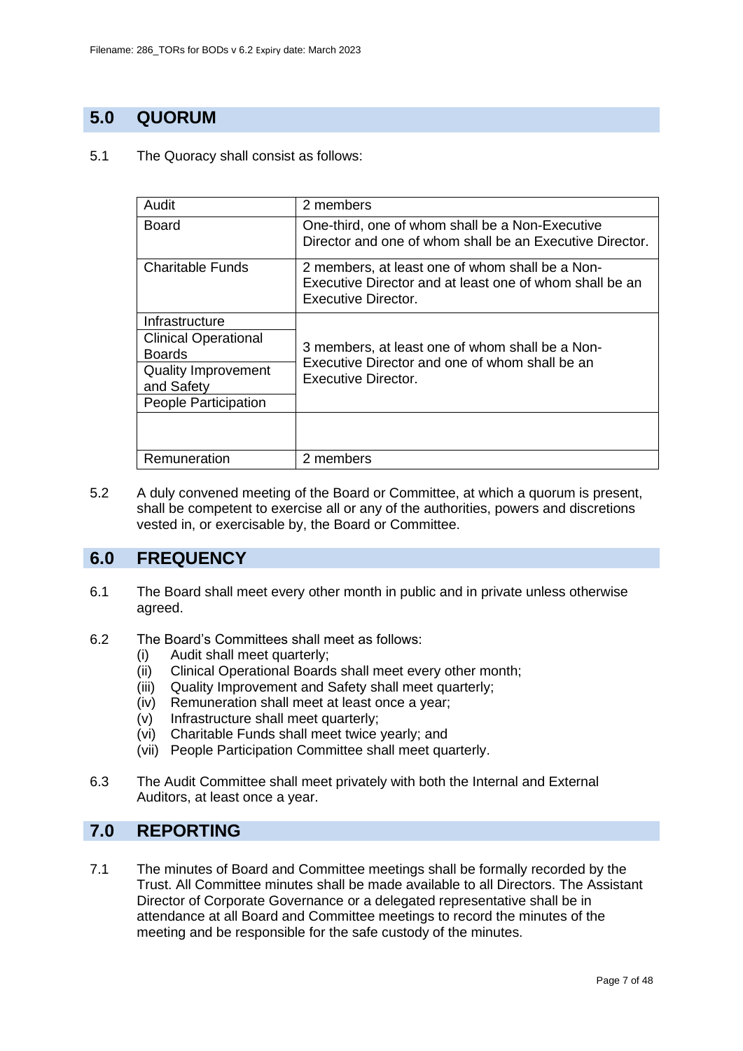## 5.0 QUORUM

5.1 The Quoracy shall consist as follows:

| | |
|---|---|
| Audit | 2 members |
| Board | One-third, one of whom shall be a Non-Executive Director and one of whom shall be an Executive Director. |
| Charitable Funds | 2 members, at least one of whom shall be a Non-Executive Director and at least one of whom shall be an Executive Director. |
| Infrastructure | 3 members, at least one of whom shall be a Non-Executive Director and one of whom shall be an Executive Director. |
| Clinical Operational Boards | |
| Quality Improvement and Safety | |
| People Participation | |
| | |
| Remuneration | 2 members |

5.2 A duly convened meeting of the Board or Committee, at which a quorum is present, shall be competent to exercise all or any of the authorities, powers and discretions vested in, or exercisable by, the Board or Committee.

## 6.0 FREQUENCY

6.1 The Board shall meet every other month in public and in private unless otherwise agreed.

6.2 The Board's Committees shall meet as follows:
- (i) Audit shall meet quarterly;
- (ii) Clinical Operational Boards shall meet every other month;
- (iii) Quality Improvement and Safety shall meet quarterly;
- (iv) Remuneration shall meet at least once a year;
- (v) Infrastructure shall meet quarterly;
- (vi) Charitable Funds shall meet twice yearly; and
- (vii) People Participation Committee shall meet quarterly.

6.3 The Audit Committee shall meet privately with both the Internal and External Auditors, at least once a year.

## 7.0 REPORTING

7.1 The minutes of Board and Committee meetings shall be formally recorded by the Trust. All Committee minutes shall be made available to all Directors. The Assistant Director of Corporate Governance or a delegated representative shall be in attendance at all Board and Committee meetings to record the minutes of the meeting and be responsible for the safe custody of the minutes.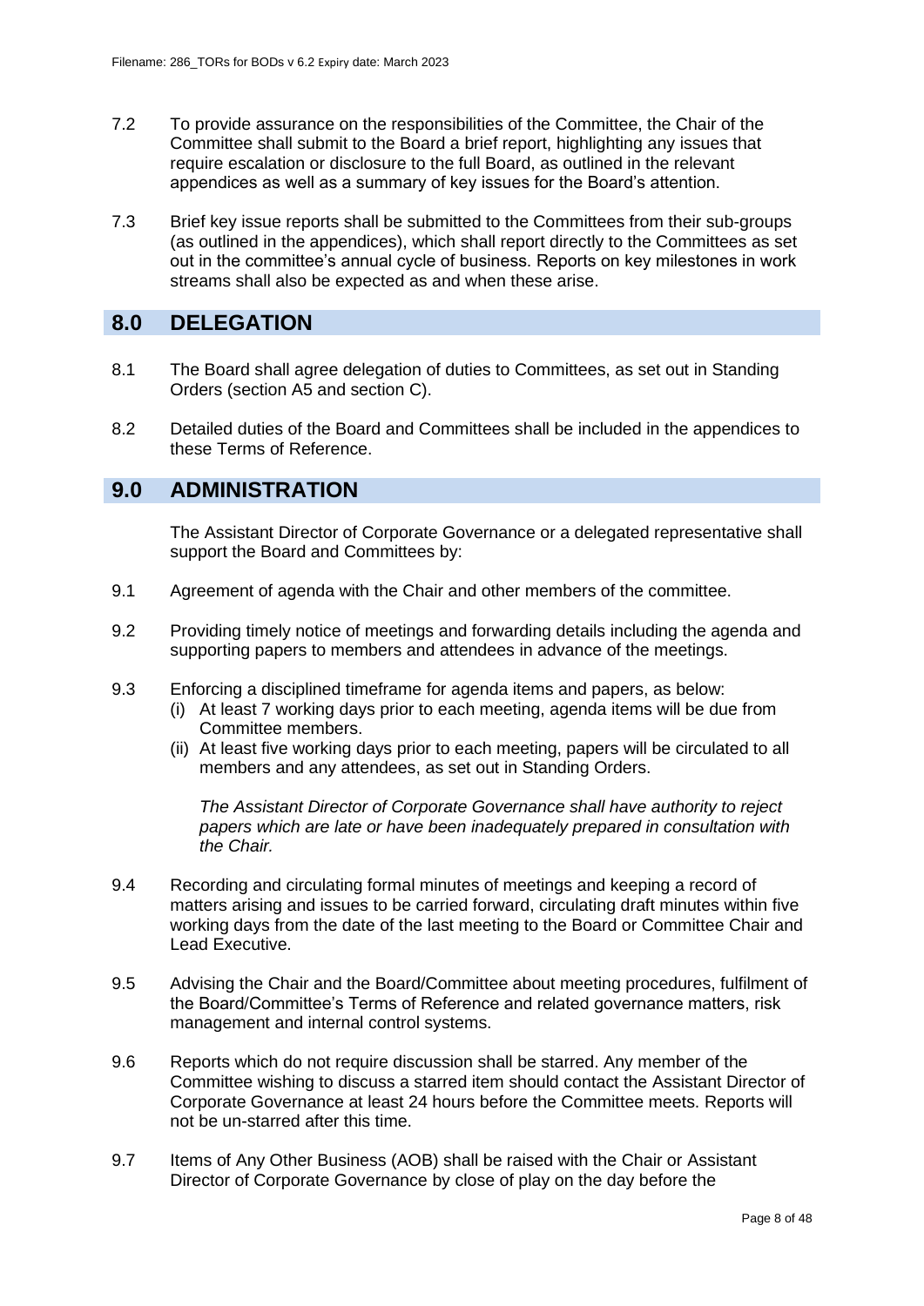7.2 To provide assurance on the responsibilities of the Committee, the Chair of the Committee shall submit to the Board a brief report, highlighting any issues that require escalation or disclosure to the full Board, as outlined in the relevant appendices as well as a summary of key issues for the Board's attention.

7.3 Brief key issue reports shall be submitted to the Committees from their sub-groups (as outlined in the appendices), which shall report directly to the Committees as set out in the committee's annual cycle of business. Reports on key milestones in work streams shall also be expected as and when these arise.

## 8.0 DELEGATION

8.1 The Board shall agree delegation of duties to Committees, as set out in Standing Orders (section A5 and section C).

8.2 Detailed duties of the Board and Committees shall be included in the appendices to these Terms of Reference.

## 9.0 ADMINISTRATION

The Assistant Director of Corporate Governance or a delegated representative shall support the Board and Committees by:

9.1 Agreement of agenda with the Chair and other members of the committee.

9.2 Providing timely notice of meetings and forwarding details including the agenda and supporting papers to members and attendees in advance of the meetings.

9.3 Enforcing a disciplined timeframe for agenda items and papers, as below:
(i) At least 7 working days prior to each meeting, agenda items will be due from Committee members.
(ii) At least five working days prior to each meeting, papers will be circulated to all members and any attendees, as set out in Standing Orders.

*The Assistant Director of Corporate Governance shall have authority to reject papers which are late or have been inadequately prepared in consultation with the Chair.*

9.4 Recording and circulating formal minutes of meetings and keeping a record of matters arising and issues to be carried forward, circulating draft minutes within five working days from the date of the last meeting to the Board or Committee Chair and Lead Executive.

9.5 Advising the Chair and the Board/Committee about meeting procedures, fulfilment of the Board/Committee's Terms of Reference and related governance matters, risk management and internal control systems.

9.6 Reports which do not require discussion shall be starred. Any member of the Committee wishing to discuss a starred item should contact the Assistant Director of Corporate Governance at least 24 hours before the Committee meets. Reports will not be un-starred after this time.

9.7 Items of Any Other Business (AOB) shall be raised with the Chair or Assistant Director of Corporate Governance by close of play on the day before the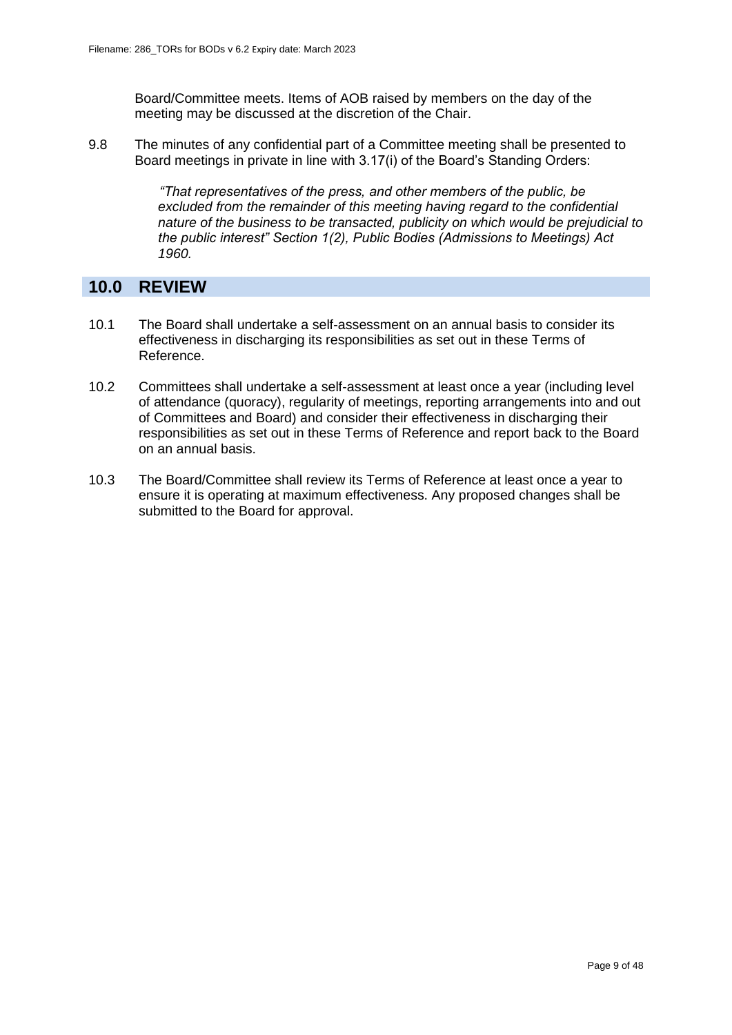Board/Committee meets. Items of AOB raised by members on the day of the meeting may be discussed at the discretion of the Chair.

9.8 The minutes of any confidential part of a Committee meeting shall be presented to Board meetings in private in line with 3.17(i) of the Board's Standing Orders:

> *"That representatives of the press, and other members of the public, be excluded from the remainder of this meeting having regard to the confidential nature of the business to be transacted, publicity on which would be prejudicial to the public interest" Section 1(2), Public Bodies (Admissions to Meetings) Act 1960.*

## 10.0 REVIEW

10.1 The Board shall undertake a self-assessment on an annual basis to consider its effectiveness in discharging its responsibilities as set out in these Terms of Reference.

10.2 Committees shall undertake a self-assessment at least once a year (including level of attendance (quoracy), regularity of meetings, reporting arrangements into and out of Committees and Board) and consider their effectiveness in discharging their responsibilities as set out in these Terms of Reference and report back to the Board on an annual basis.

10.3 The Board/Committee shall review its Terms of Reference at least once a year to ensure it is operating at maximum effectiveness. Any proposed changes shall be submitted to the Board for approval.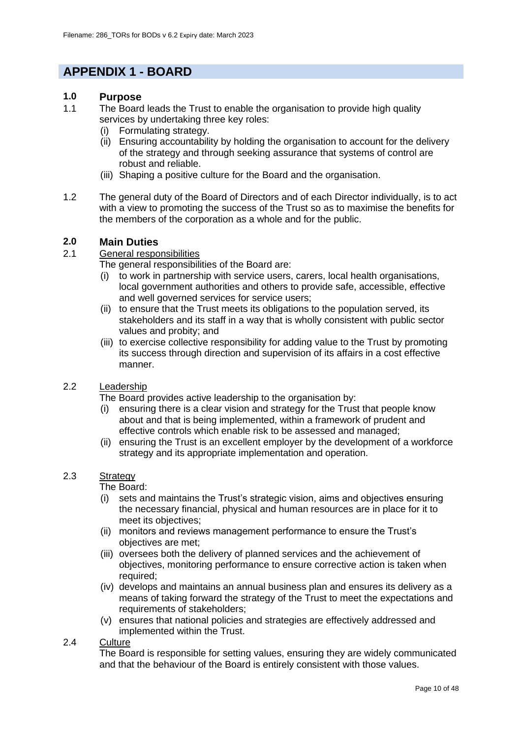# APPENDIX 1 - BOARD

## 1.0 Purpose

1.1 The Board leads the Trust to enable the organisation to provide high quality services by undertaking three key roles:

(i) Formulating strategy.
(ii) Ensuring accountability by holding the organisation to account for the delivery of the strategy and through seeking assurance that systems of control are robust and reliable.
(iii) Shaping a positive culture for the Board and the organisation.

1.2 The general duty of the Board of Directors and of each Director individually, is to act with a view to promoting the success of the Trust so as to maximise the benefits for the members of the corporation as a whole and for the public.

## 2.0 Main Duties

2.1 General responsibilities

The general responsibilities of the Board are:

(i) to work in partnership with service users, carers, local health organisations, local government authorities and others to provide safe, accessible, effective and well governed services for service users;
(ii) to ensure that the Trust meets its obligations to the population served, its stakeholders and its staff in a way that is wholly consistent with public sector values and probity; and
(iii) to exercise collective responsibility for adding value to the Trust by promoting its success through direction and supervision of its affairs in a cost effective manner.

2.2 Leadership

The Board provides active leadership to the organisation by:

(i) ensuring there is a clear vision and strategy for the Trust that people know about and that is being implemented, within a framework of prudent and effective controls which enable risk to be assessed and managed;
(ii) ensuring the Trust is an excellent employer by the development of a workforce strategy and its appropriate implementation and operation.

2.3 Strategy

The Board:

(i) sets and maintains the Trust's strategic vision, aims and objectives ensuring the necessary financial, physical and human resources are in place for it to meet its objectives;
(ii) monitors and reviews management performance to ensure the Trust's objectives are met;
(iii) oversees both the delivery of planned services and the achievement of objectives, monitoring performance to ensure corrective action is taken when required;
(iv) develops and maintains an annual business plan and ensures its delivery as a means of taking forward the strategy of the Trust to meet the expectations and requirements of stakeholders;
(v) ensures that national policies and strategies are effectively addressed and implemented within the Trust.

2.4 Culture

The Board is responsible for setting values, ensuring they are widely communicated and that the behaviour of the Board is entirely consistent with those values.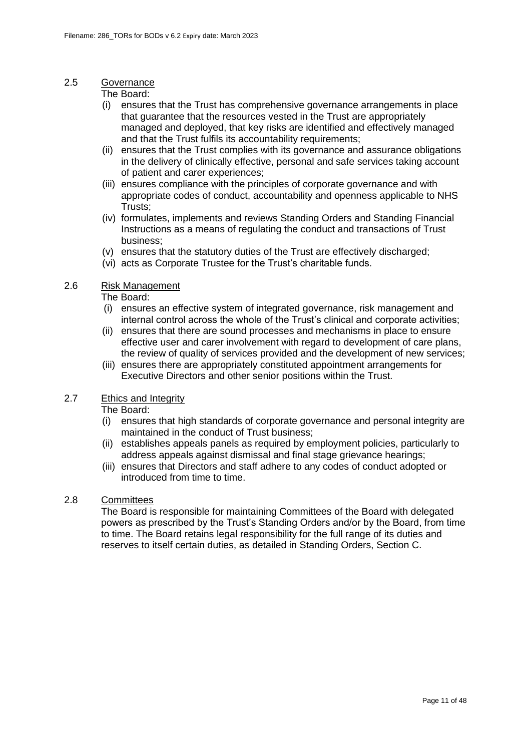### 2.5 Governance

The Board:

- (i) ensures that the Trust has comprehensive governance arrangements in place that guarantee that the resources vested in the Trust are appropriately managed and deployed, that key risks are identified and effectively managed and that the Trust fulfils its accountability requirements;
- (ii) ensures that the Trust complies with its governance and assurance obligations in the delivery of clinically effective, personal and safe services taking account of patient and carer experiences;
- (iii) ensures compliance with the principles of corporate governance and with appropriate codes of conduct, accountability and openness applicable to NHS Trusts;
- (iv) formulates, implements and reviews Standing Orders and Standing Financial Instructions as a means of regulating the conduct and transactions of Trust business;
- (v) ensures that the statutory duties of the Trust are effectively discharged;
- (vi) acts as Corporate Trustee for the Trust's charitable funds.

### 2.6 Risk Management

The Board:

- (i) ensures an effective system of integrated governance, risk management and internal control across the whole of the Trust's clinical and corporate activities;
- (ii) ensures that there are sound processes and mechanisms in place to ensure effective user and carer involvement with regard to development of care plans, the review of quality of services provided and the development of new services;
- (iii) ensures there are appropriately constituted appointment arrangements for Executive Directors and other senior positions within the Trust.

### 2.7 Ethics and Integrity

The Board:

- (i) ensures that high standards of corporate governance and personal integrity are maintained in the conduct of Trust business;
- (ii) establishes appeals panels as required by employment policies, particularly to address appeals against dismissal and final stage grievance hearings;
- (iii) ensures that Directors and staff adhere to any codes of conduct adopted or introduced from time to time.

### 2.8 Committees

The Board is responsible for maintaining Committees of the Board with delegated powers as prescribed by the Trust's Standing Orders and/or by the Board, from time to time. The Board retains legal responsibility for the full range of its duties and reserves to itself certain duties, as detailed in Standing Orders, Section C.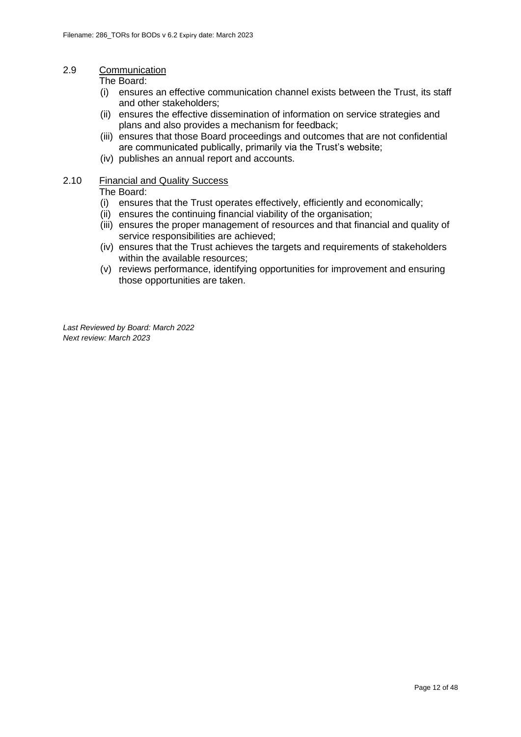2.9 <u>Communication</u>

The Board:

(i) ensures an effective communication channel exists between the Trust, its staff and other stakeholders;
(ii) ensures the effective dissemination of information on service strategies and plans and also provides a mechanism for feedback;
(iii) ensures that those Board proceedings and outcomes that are not confidential are communicated publically, primarily via the Trust's website;
(iv) publishes an annual report and accounts.

2.10 <u>Financial and Quality Success</u>

The Board:

(i) ensures that the Trust operates effectively, efficiently and economically;
(ii) ensures the continuing financial viability of the organisation;
(iii) ensures the proper management of resources and that financial and quality of service responsibilities are achieved;
(iv) ensures that the Trust achieves the targets and requirements of stakeholders within the available resources;
(v) reviews performance, identifying opportunities for improvement and ensuring those opportunities are taken.

*Last Reviewed by Board: March 2022*
*Next review: March 2023*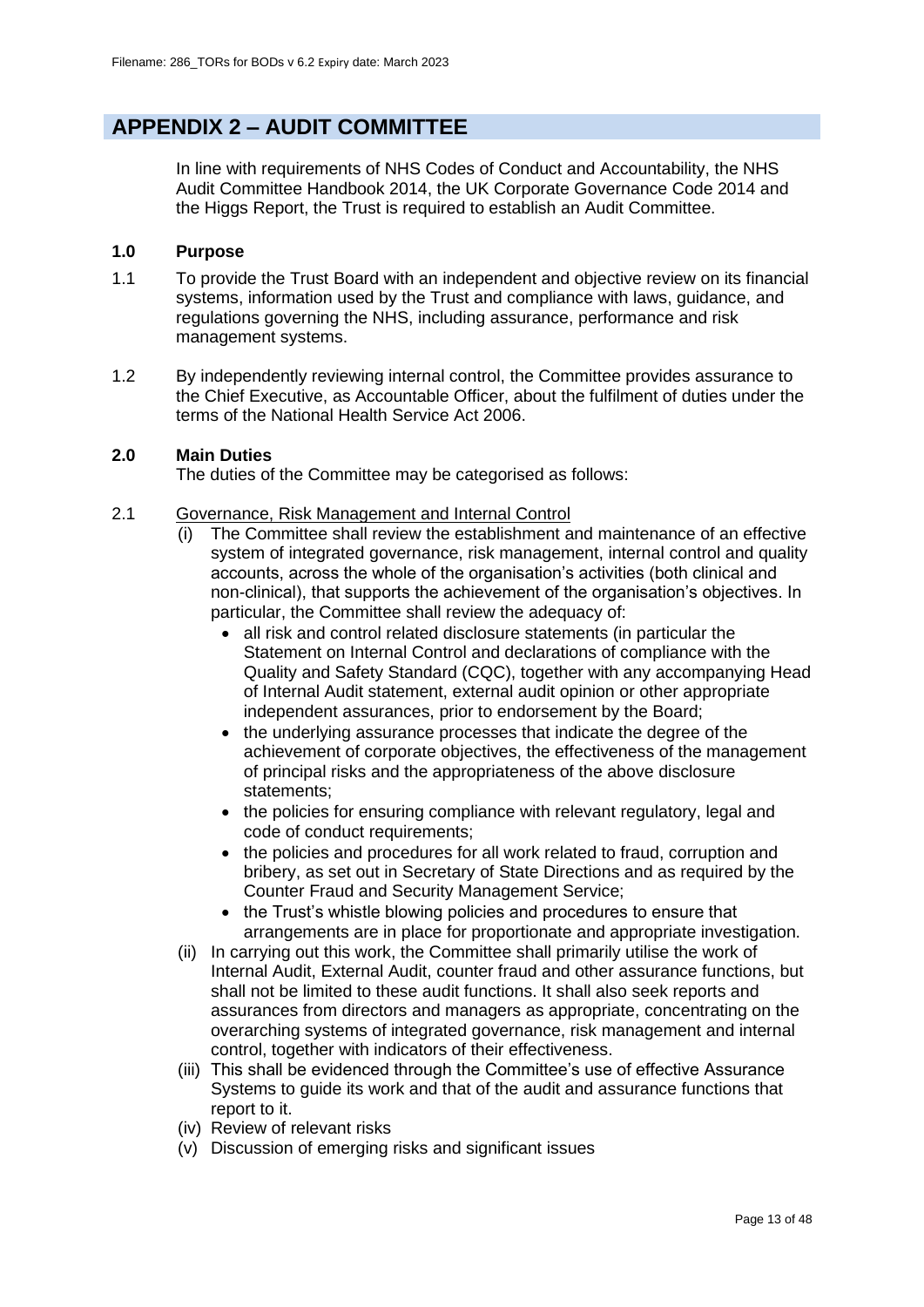## APPENDIX 2 – AUDIT COMMITTEE

In line with requirements of NHS Codes of Conduct and Accountability, the NHS Audit Committee Handbook 2014, the UK Corporate Governance Code 2014 and the Higgs Report, the Trust is required to establish an Audit Committee.

### 1.0 Purpose

1.1 To provide the Trust Board with an independent and objective review on its financial systems, information used by the Trust and compliance with laws, guidance, and regulations governing the NHS, including assurance, performance and risk management systems.

1.2 By independently reviewing internal control, the Committee provides assurance to the Chief Executive, as Accountable Officer, about the fulfilment of duties under the terms of the National Health Service Act 2006.

### 2.0 Main Duties

The duties of the Committee may be categorised as follows:

2.1 Governance, Risk Management and Internal Control

(i) The Committee shall review the establishment and maintenance of an effective system of integrated governance, risk management, internal control and quality accounts, across the whole of the organisation's activities (both clinical and non-clinical), that supports the achievement of the organisation's objectives. In particular, the Committee shall review the adequacy of:

- all risk and control related disclosure statements (in particular the Statement on Internal Control and declarations of compliance with the Quality and Safety Standard (CQC), together with any accompanying Head of Internal Audit statement, external audit opinion or other appropriate independent assurances, prior to endorsement by the Board;
- the underlying assurance processes that indicate the degree of the achievement of corporate objectives, the effectiveness of the management of principal risks and the appropriateness of the above disclosure statements;
- the policies for ensuring compliance with relevant regulatory, legal and code of conduct requirements;
- the policies and procedures for all work related to fraud, corruption and bribery, as set out in Secretary of State Directions and as required by the Counter Fraud and Security Management Service;
- the Trust's whistle blowing policies and procedures to ensure that arrangements are in place for proportionate and appropriate investigation.

(ii) In carrying out this work, the Committee shall primarily utilise the work of Internal Audit, External Audit, counter fraud and other assurance functions, but shall not be limited to these audit functions. It shall also seek reports and assurances from directors and managers as appropriate, concentrating on the overarching systems of integrated governance, risk management and internal control, together with indicators of their effectiveness.

(iii) This shall be evidenced through the Committee's use of effective Assurance Systems to guide its work and that of the audit and assurance functions that report to it.

(iv) Review of relevant risks

(v) Discussion of emerging risks and significant issues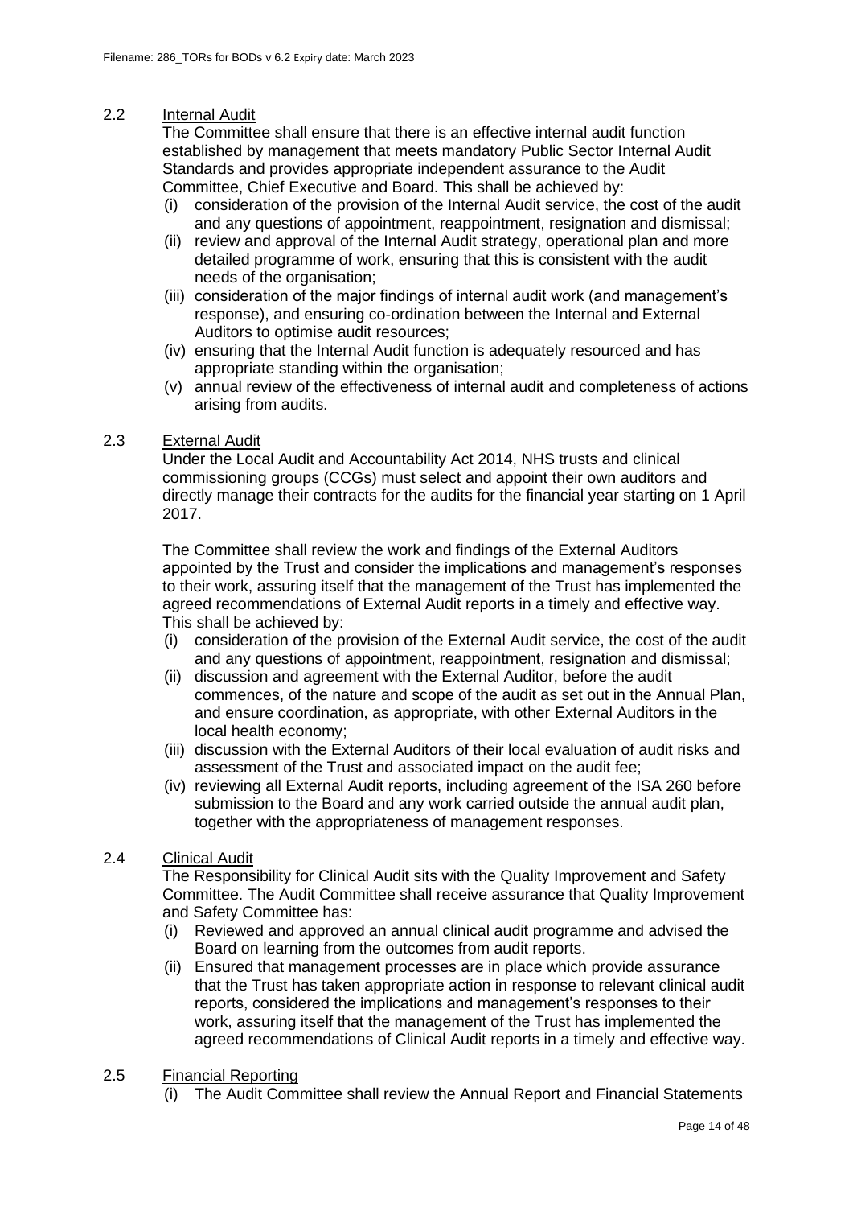### 2.2 Internal Audit

The Committee shall ensure that there is an effective internal audit function established by management that meets mandatory Public Sector Internal Audit Standards and provides appropriate independent assurance to the Audit Committee, Chief Executive and Board. This shall be achieved by:

(i) consideration of the provision of the Internal Audit service, the cost of the audit and any questions of appointment, reappointment, resignation and dismissal;
(ii) review and approval of the Internal Audit strategy, operational plan and more detailed programme of work, ensuring that this is consistent with the audit needs of the organisation;
(iii) consideration of the major findings of internal audit work (and management's response), and ensuring co-ordination between the Internal and External Auditors to optimise audit resources;
(iv) ensuring that the Internal Audit function is adequately resourced and has appropriate standing within the organisation;
(v) annual review of the effectiveness of internal audit and completeness of actions arising from audits.

### 2.3 External Audit

Under the Local Audit and Accountability Act 2014, NHS trusts and clinical commissioning groups (CCGs) must select and appoint their own auditors and directly manage their contracts for the audits for the financial year starting on 1 April 2017.

The Committee shall review the work and findings of the External Auditors appointed by the Trust and consider the implications and management's responses to their work, assuring itself that the management of the Trust has implemented the agreed recommendations of External Audit reports in a timely and effective way. This shall be achieved by:

(i) consideration of the provision of the External Audit service, the cost of the audit and any questions of appointment, reappointment, resignation and dismissal;
(ii) discussion and agreement with the External Auditor, before the audit commences, of the nature and scope of the audit as set out in the Annual Plan, and ensure coordination, as appropriate, with other External Auditors in the local health economy;
(iii) discussion with the External Auditors of their local evaluation of audit risks and assessment of the Trust and associated impact on the audit fee;
(iv) reviewing all External Audit reports, including agreement of the ISA 260 before submission to the Board and any work carried outside the annual audit plan, together with the appropriateness of management responses.

### 2.4 Clinical Audit

The Responsibility for Clinical Audit sits with the Quality Improvement and Safety Committee. The Audit Committee shall receive assurance that Quality Improvement and Safety Committee has:

(i) Reviewed and approved an annual clinical audit programme and advised the Board on learning from the outcomes from audit reports.
(ii) Ensured that management processes are in place which provide assurance that the Trust has taken appropriate action in response to relevant clinical audit reports, considered the implications and management's responses to their work, assuring itself that the management of the Trust has implemented the agreed recommendations of Clinical Audit reports in a timely and effective way.

### 2.5 Financial Reporting

(i) The Audit Committee shall review the Annual Report and Financial Statements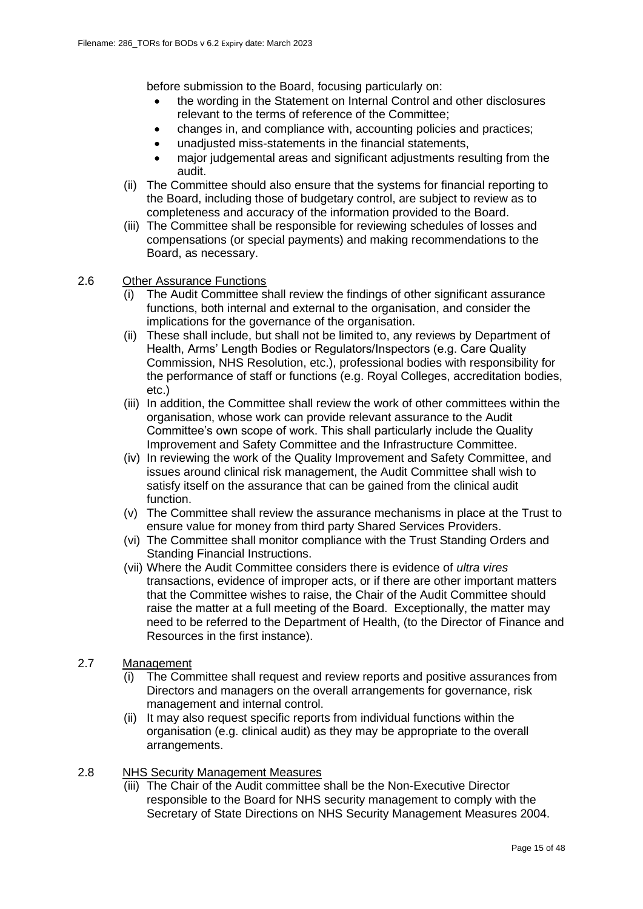before submission to the Board, focusing particularly on:

- the wording in the Statement on Internal Control and other disclosures relevant to the terms of reference of the Committee;
- changes in, and compliance with, accounting policies and practices;
- unadjusted miss-statements in the financial statements,
- major judgemental areas and significant adjustments resulting from the audit.

(ii) The Committee should also ensure that the systems for financial reporting to the Board, including those of budgetary control, are subject to review as to completeness and accuracy of the information provided to the Board.

(iii) The Committee shall be responsible for reviewing schedules of losses and compensations (or special payments) and making recommendations to the Board, as necessary.

2.6 Other Assurance Functions

(i) The Audit Committee shall review the findings of other significant assurance functions, both internal and external to the organisation, and consider the implications for the governance of the organisation.

(ii) These shall include, but shall not be limited to, any reviews by Department of Health, Arms' Length Bodies or Regulators/Inspectors (e.g. Care Quality Commission, NHS Resolution, etc.), professional bodies with responsibility for the performance of staff or functions (e.g. Royal Colleges, accreditation bodies, etc.)

(iii) In addition, the Committee shall review the work of other committees within the organisation, whose work can provide relevant assurance to the Audit Committee's own scope of work. This shall particularly include the Quality Improvement and Safety Committee and the Infrastructure Committee.

(iv) In reviewing the work of the Quality Improvement and Safety Committee, and issues around clinical risk management, the Audit Committee shall wish to satisfy itself on the assurance that can be gained from the clinical audit function.

(v) The Committee shall review the assurance mechanisms in place at the Trust to ensure value for money from third party Shared Services Providers.

(vi) The Committee shall monitor compliance with the Trust Standing Orders and Standing Financial Instructions.

(vii) Where the Audit Committee considers there is evidence of *ultra vires* transactions, evidence of improper acts, or if there are other important matters that the Committee wishes to raise, the Chair of the Audit Committee should raise the matter at a full meeting of the Board. Exceptionally, the matter may need to be referred to the Department of Health, (to the Director of Finance and Resources in the first instance).

2.7 Management

(i) The Committee shall request and review reports and positive assurances from Directors and managers on the overall arrangements for governance, risk management and internal control.

(ii) It may also request specific reports from individual functions within the organisation (e.g. clinical audit) as they may be appropriate to the overall arrangements.

2.8 NHS Security Management Measures

(iii) The Chair of the Audit committee shall be the Non-Executive Director responsible to the Board for NHS security management to comply with the Secretary of State Directions on NHS Security Management Measures 2004.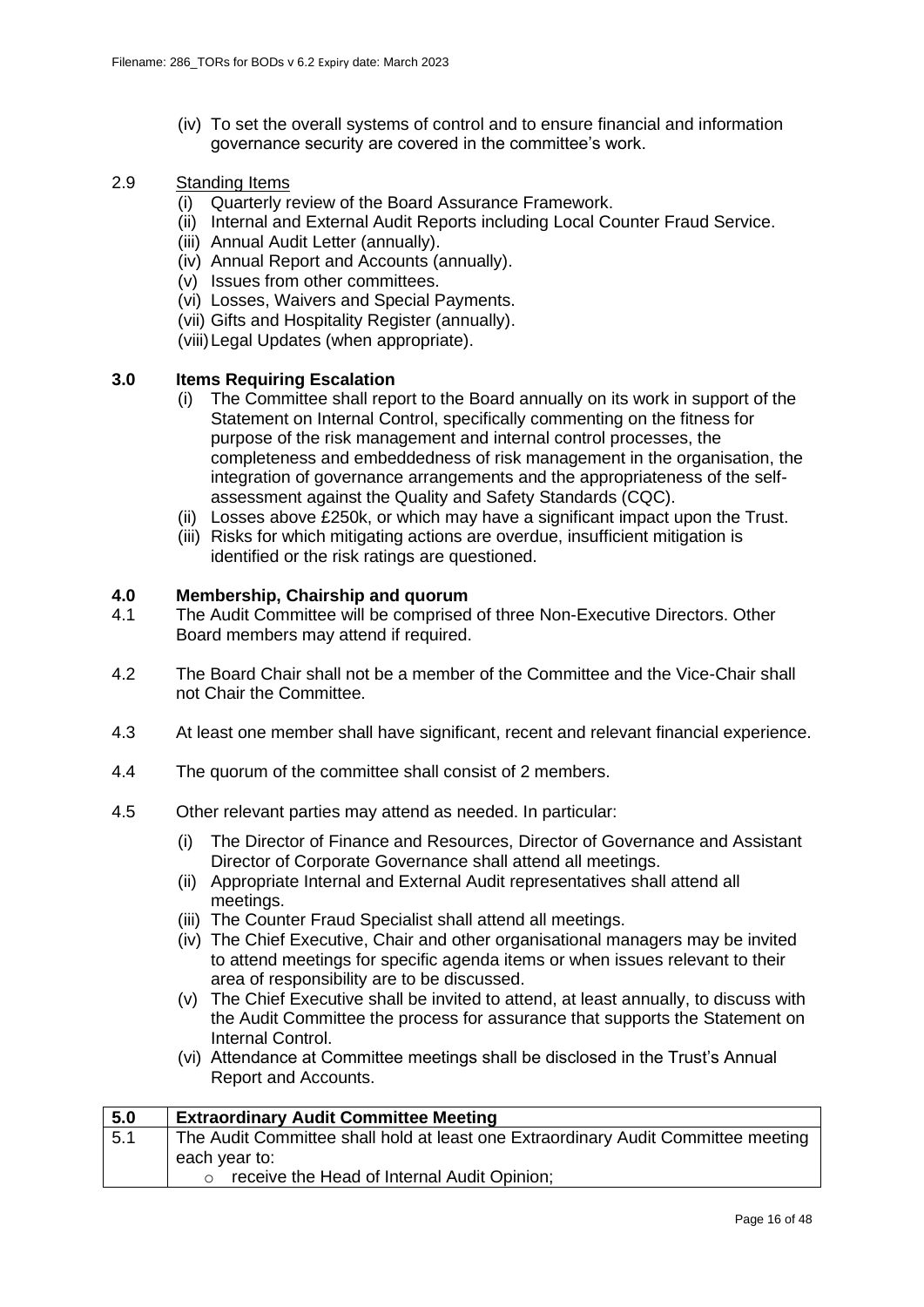(iv) To set the overall systems of control and to ensure financial and information governance security are covered in the committee's work.

2.9 Standing Items

(i) Quarterly review of the Board Assurance Framework.
(ii) Internal and External Audit Reports including Local Counter Fraud Service.
(iii) Annual Audit Letter (annually).
(iv) Annual Report and Accounts (annually).
(v) Issues from other committees.
(vi) Losses, Waivers and Special Payments.
(vii) Gifts and Hospitality Register (annually).
(viii) Legal Updates (when appropriate).

## 3.0 Items Requiring Escalation

(i) The Committee shall report to the Board annually on its work in support of the Statement on Internal Control, specifically commenting on the fitness for purpose of the risk management and internal control processes, the completeness and embeddedness of risk management in the organisation, the integration of governance arrangements and the appropriateness of the self-assessment against the Quality and Safety Standards (CQC).
(ii) Losses above £250k, or which may have a significant impact upon the Trust.
(iii) Risks for which mitigating actions are overdue, insufficient mitigation is identified or the risk ratings are questioned.

## 4.0 Membership, Chairship and quorum

4.1 The Audit Committee will be comprised of three Non-Executive Directors. Other Board members may attend if required.

4.2 The Board Chair shall not be a member of the Committee and the Vice-Chair shall not Chair the Committee.

4.3 At least one member shall have significant, recent and relevant financial experience.

4.4 The quorum of the committee shall consist of 2 members.

4.5 Other relevant parties may attend as needed. In particular:

(i) The Director of Finance and Resources, Director of Governance and Assistant Director of Corporate Governance shall attend all meetings.
(ii) Appropriate Internal and External Audit representatives shall attend all meetings.
(iii) The Counter Fraud Specialist shall attend all meetings.
(iv) The Chief Executive, Chair and other organisational managers may be invited to attend meetings for specific agenda items or when issues relevant to their area of responsibility are to be discussed.
(v) The Chief Executive shall be invited to attend, at least annually, to discuss with the Audit Committee the process for assurance that supports the Statement on Internal Control.
(vi) Attendance at Committee meetings shall be disclosed in the Trust's Annual Report and Accounts.

| 5.0 | **Extraordinary Audit Committee Meeting** |
|---|---|
| 5.1 | The Audit Committee shall hold at least one Extraordinary Audit Committee meeting each year to:<br>○ receive the Head of Internal Audit Opinion; |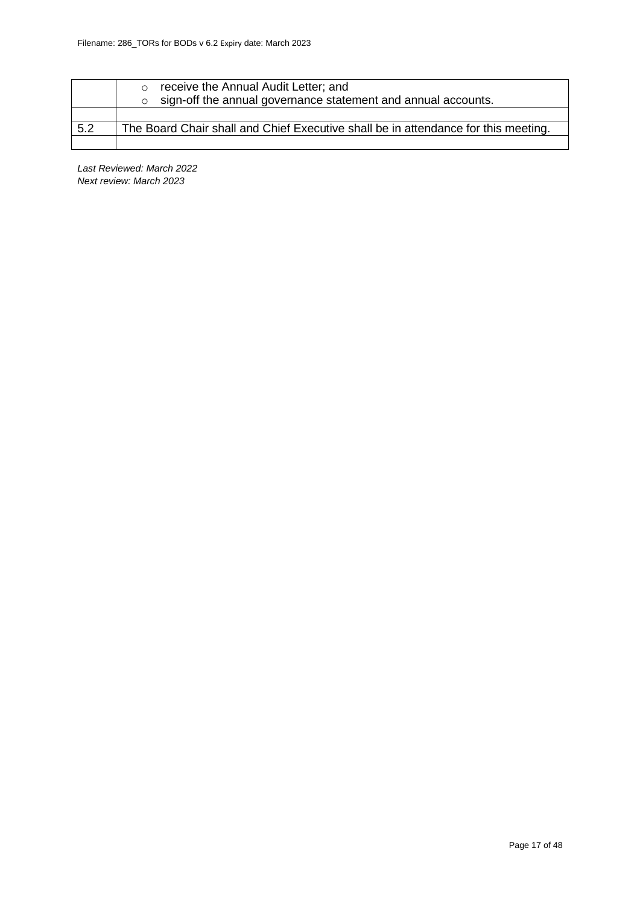| | |
|---|---|
| | ○ receive the Annual Audit Letter; and<br>○ sign-off the annual governance statement and annual accounts. |
| | |
| 5.2 | The Board Chair shall and Chief Executive shall be in attendance for this meeting. |
| | |

*Last Reviewed: March 2022*
*Next review: March 2023*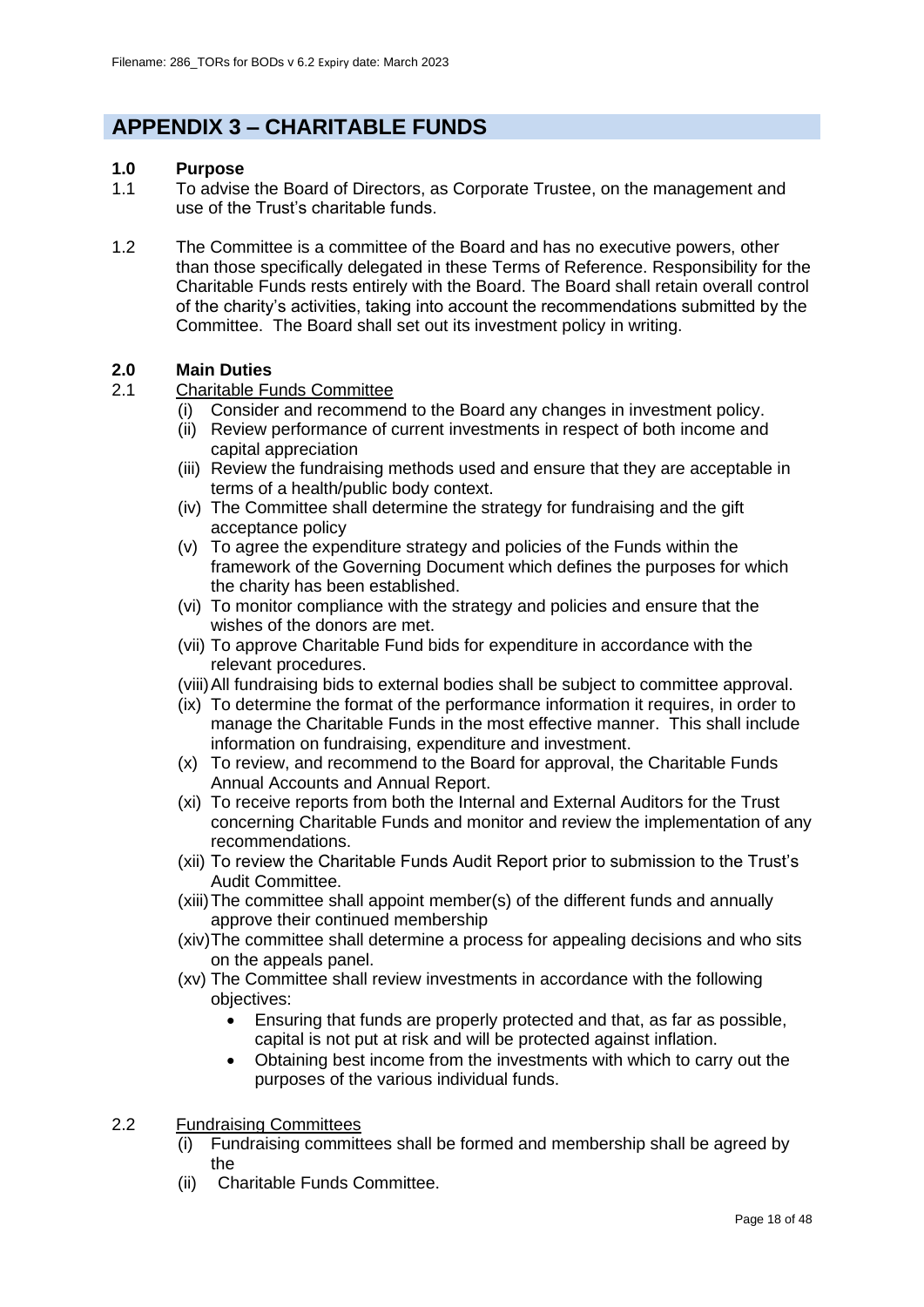## APPENDIX 3 – CHARITABLE FUNDS

### 1.0 Purpose

1.1 To advise the Board of Directors, as Corporate Trustee, on the management and use of the Trust's charitable funds.

1.2 The Committee is a committee of the Board and has no executive powers, other than those specifically delegated in these Terms of Reference. Responsibility for the Charitable Funds rests entirely with the Board. The Board shall retain overall control of the charity's activities, taking into account the recommendations submitted by the Committee. The Board shall set out its investment policy in writing.

### 2.0 Main Duties

2.1 Charitable Funds Committee

(i) Consider and recommend to the Board any changes in investment policy.
(ii) Review performance of current investments in respect of both income and capital appreciation
(iii) Review the fundraising methods used and ensure that they are acceptable in terms of a health/public body context.
(iv) The Committee shall determine the strategy for fundraising and the gift acceptance policy
(v) To agree the expenditure strategy and policies of the Funds within the framework of the Governing Document which defines the purposes for which the charity has been established.
(vi) To monitor compliance with the strategy and policies and ensure that the wishes of the donors are met.
(vii) To approve Charitable Fund bids for expenditure in accordance with the relevant procedures.
(viii) All fundraising bids to external bodies shall be subject to committee approval.
(ix) To determine the format of the performance information it requires, in order to manage the Charitable Funds in the most effective manner. This shall include information on fundraising, expenditure and investment.
(x) To review, and recommend to the Board for approval, the Charitable Funds Annual Accounts and Annual Report.
(xi) To receive reports from both the Internal and External Auditors for the Trust concerning Charitable Funds and monitor and review the implementation of any recommendations.
(xii) To review the Charitable Funds Audit Report prior to submission to the Trust's Audit Committee.
(xiii) The committee shall appoint member(s) of the different funds and annually approve their continued membership
(xiv) The committee shall determine a process for appealing decisions and who sits on the appeals panel.
(xv) The Committee shall review investments in accordance with the following objectives:
- Ensuring that funds are properly protected and that, as far as possible, capital is not put at risk and will be protected against inflation.
- Obtaining best income from the investments with which to carry out the purposes of the various individual funds.

2.2 Fundraising Committees

(i) Fundraising committees shall be formed and membership shall be agreed by the
(ii) Charitable Funds Committee.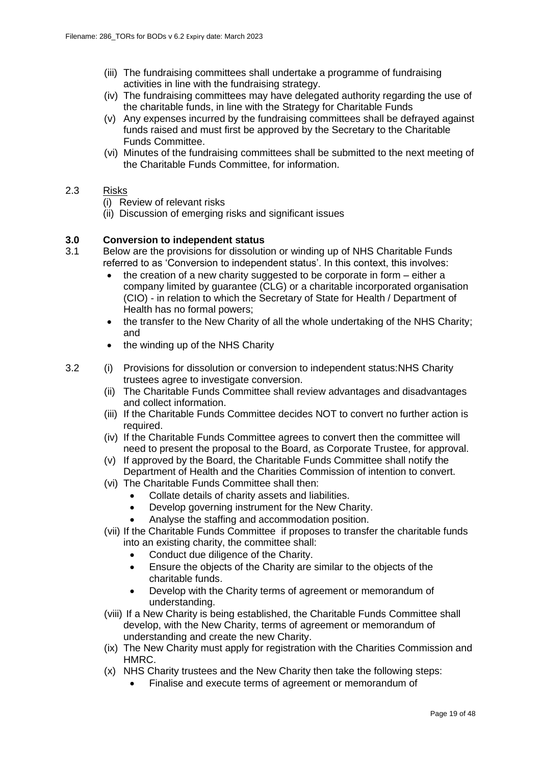(iii) The fundraising committees shall undertake a programme of fundraising activities in line with the fundraising strategy.

(iv) The fundraising committees may have delegated authority regarding the use of the charitable funds, in line with the Strategy for Charitable Funds

(v) Any expenses incurred by the fundraising committees shall be defrayed against funds raised and must first be approved by the Secretary to the Charitable Funds Committee.

(vi) Minutes of the fundraising committees shall be submitted to the next meeting of the Charitable Funds Committee, for information.

2.3 Risks

(i) Review of relevant risks

(ii) Discussion of emerging risks and significant issues

## 3.0 Conversion to independent status

3.1 Below are the provisions for dissolution or winding up of NHS Charitable Funds referred to as 'Conversion to independent status'. In this context, this involves:

- the creation of a new charity suggested to be corporate in form – either a company limited by guarantee (CLG) or a charitable incorporated organisation (CIO) - in relation to which the Secretary of State for Health / Department of Health has no formal powers;
- the transfer to the New Charity of all the whole undertaking of the NHS Charity; and
- the winding up of the NHS Charity

3.2 (i) Provisions for dissolution or conversion to independent status:NHS Charity trustees agree to investigate conversion.

(ii) The Charitable Funds Committee shall review advantages and disadvantages and collect information.

(iii) If the Charitable Funds Committee decides NOT to convert no further action is required.

(iv) If the Charitable Funds Committee agrees to convert then the committee will need to present the proposal to the Board, as Corporate Trustee, for approval.

(v) If approved by the Board, the Charitable Funds Committee shall notify the Department of Health and the Charities Commission of intention to convert.

(vi) The Charitable Funds Committee shall then:

- Collate details of charity assets and liabilities.
- Develop governing instrument for the New Charity.
- Analyse the staffing and accommodation position.

(vii) If the Charitable Funds Committee if proposes to transfer the charitable funds into an existing charity, the committee shall:

- Conduct due diligence of the Charity.
- Ensure the objects of the Charity are similar to the objects of the charitable funds.
- Develop with the Charity terms of agreement or memorandum of understanding.

(viii) If a New Charity is being established, the Charitable Funds Committee shall develop, with the New Charity, terms of agreement or memorandum of understanding and create the new Charity.

(ix) The New Charity must apply for registration with the Charities Commission and HMRC.

(x) NHS Charity trustees and the New Charity then take the following steps:

- Finalise and execute terms of agreement or memorandum of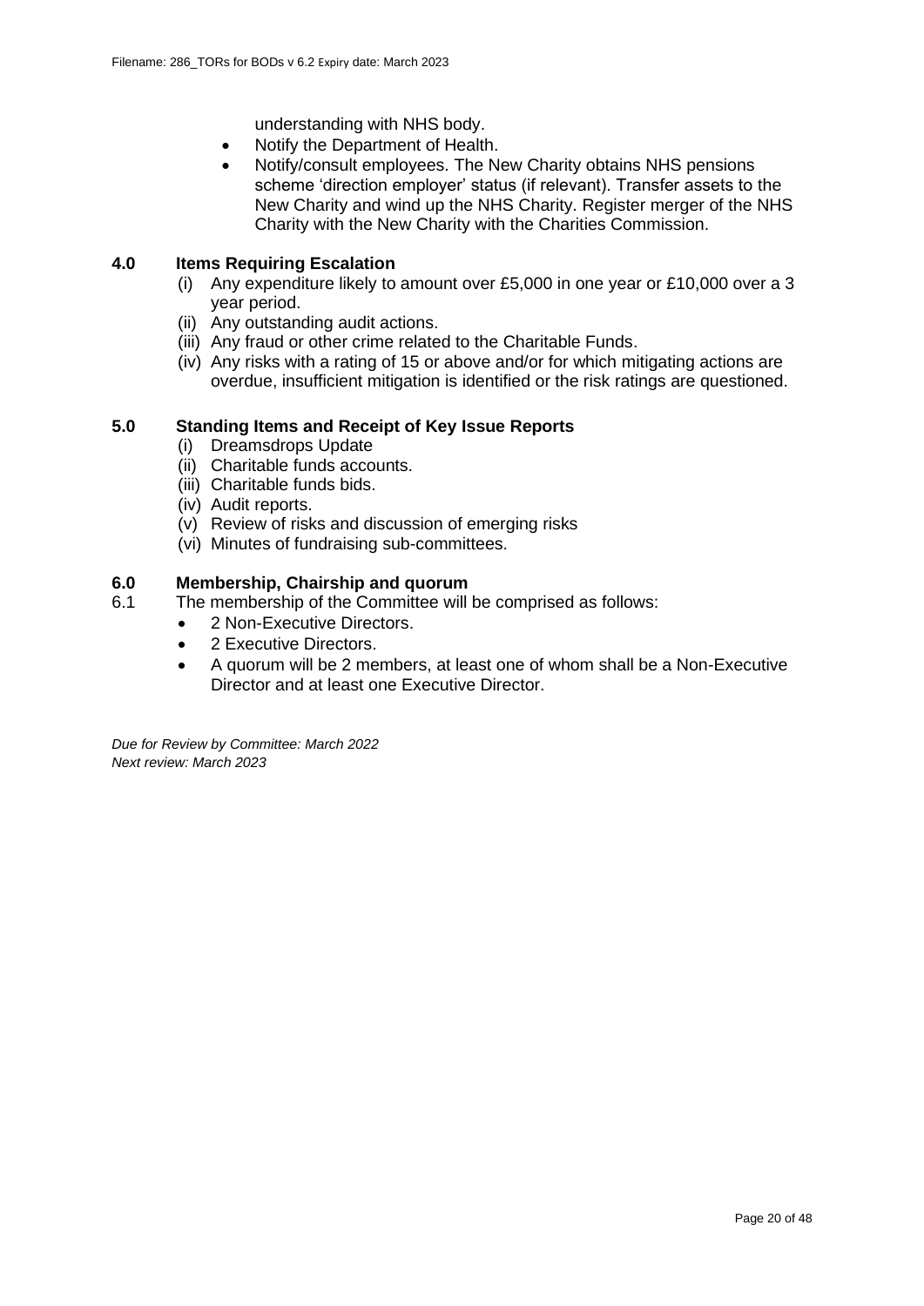understanding with NHS body.

- Notify the Department of Health.
- Notify/consult employees. The New Charity obtains NHS pensions scheme 'direction employer' status (if relevant). Transfer assets to the New Charity and wind up the NHS Charity. Register merger of the NHS Charity with the New Charity with the Charities Commission.

## 4.0 Items Requiring Escalation

(i) Any expenditure likely to amount over £5,000 in one year or £10,000 over a 3 year period.
(ii) Any outstanding audit actions.
(iii) Any fraud or other crime related to the Charitable Funds.
(iv) Any risks with a rating of 15 or above and/or for which mitigating actions are overdue, insufficient mitigation is identified or the risk ratings are questioned.

## 5.0 Standing Items and Receipt of Key Issue Reports

(i) Dreamsdrops Update
(ii) Charitable funds accounts.
(iii) Charitable funds bids.
(iv) Audit reports.
(v) Review of risks and discussion of emerging risks
(vi) Minutes of fundraising sub-committees.

## 6.0 Membership, Chairship and quorum

6.1 The membership of the Committee will be comprised as follows:

- 2 Non-Executive Directors.
- 2 Executive Directors.
- A quorum will be 2 members, at least one of whom shall be a Non-Executive Director and at least one Executive Director.

*Due for Review by Committee: March 2022*
*Next review: March 2023*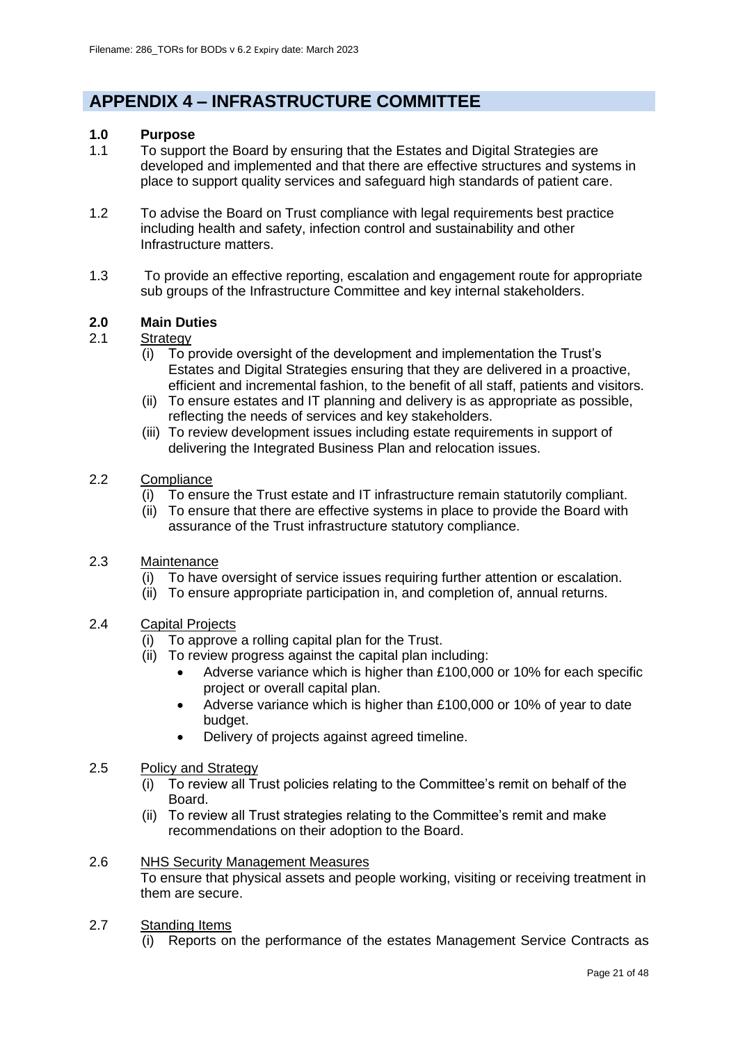# APPENDIX 4 – INFRASTRUCTURE COMMITTEE

**1.0 Purpose**

1.1 To support the Board by ensuring that the Estates and Digital Strategies are developed and implemented and that there are effective structures and systems in place to support quality services and safeguard high standards of patient care.

1.2 To advise the Board on Trust compliance with legal requirements best practice including health and safety, infection control and sustainability and other Infrastructure matters.

1.3 To provide an effective reporting, escalation and engagement route for appropriate sub groups of the Infrastructure Committee and key internal stakeholders.

**2.0 Main Duties**

2.1 Strategy

- (i) To provide oversight of the development and implementation the Trust's Estates and Digital Strategies ensuring that they are delivered in a proactive, efficient and incremental fashion, to the benefit of all staff, patients and visitors.
- (ii) To ensure estates and IT planning and delivery is as appropriate as possible, reflecting the needs of services and key stakeholders.
- (iii) To review development issues including estate requirements in support of delivering the Integrated Business Plan and relocation issues.

2.2 Compliance

- (i) To ensure the Trust estate and IT infrastructure remain statutorily compliant.
- (ii) To ensure that there are effective systems in place to provide the Board with assurance of the Trust infrastructure statutory compliance.

2.3 Maintenance

- (i) To have oversight of service issues requiring further attention or escalation.
- (ii) To ensure appropriate participation in, and completion of, annual returns.

2.4 Capital Projects

- (i) To approve a rolling capital plan for the Trust.
- (ii) To review progress against the capital plan including:
  - Adverse variance which is higher than £100,000 or 10% for each specific project or overall capital plan.
  - Adverse variance which is higher than £100,000 or 10% of year to date budget.
  - Delivery of projects against agreed timeline.

2.5 Policy and Strategy

- (i) To review all Trust policies relating to the Committee's remit on behalf of the Board.
- (ii) To review all Trust strategies relating to the Committee's remit and make recommendations on their adoption to the Board.

2.6 NHS Security Management Measures

To ensure that physical assets and people working, visiting or receiving treatment in them are secure.

2.7 Standing Items

- (i) Reports on the performance of the estates Management Service Contracts as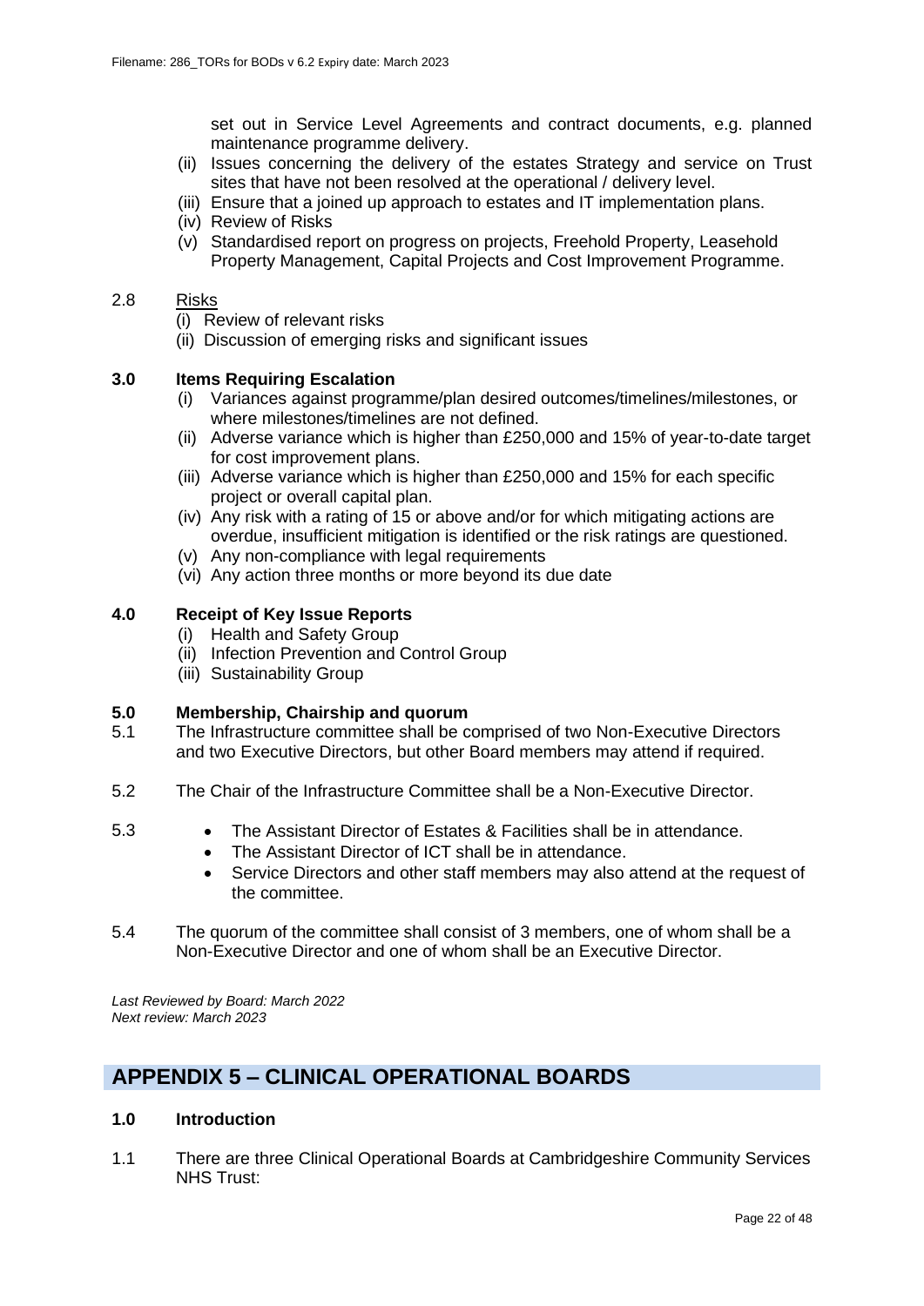set out in Service Level Agreements and contract documents, e.g. planned maintenance programme delivery.

(ii) Issues concerning the delivery of the estates Strategy and service on Trust sites that have not been resolved at the operational / delivery level.
(iii) Ensure that a joined up approach to estates and IT implementation plans.
(iv) Review of Risks
(v) Standardised report on progress on projects, Freehold Property, Leasehold Property Management, Capital Projects and Cost Improvement Programme.

2.8 Risks

(i) Review of relevant risks
(ii) Discussion of emerging risks and significant issues

**3.0 Items Requiring Escalation**

(i) Variances against programme/plan desired outcomes/timelines/milestones, or where milestones/timelines are not defined.
(ii) Adverse variance which is higher than £250,000 and 15% of year-to-date target for cost improvement plans.
(iii) Adverse variance which is higher than £250,000 and 15% for each specific project or overall capital plan.
(iv) Any risk with a rating of 15 or above and/or for which mitigating actions are overdue, insufficient mitigation is identified or the risk ratings are questioned.
(v) Any non-compliance with legal requirements
(vi) Any action three months or more beyond its due date

**4.0 Receipt of Key Issue Reports**

(i) Health and Safety Group
(ii) Infection Prevention and Control Group
(iii) Sustainability Group

**5.0 Membership, Chairship and quorum**

5.1 The Infrastructure committee shall be comprised of two Non-Executive Directors and two Executive Directors, but other Board members may attend if required.

5.2 The Chair of the Infrastructure Committee shall be a Non-Executive Director.

5.3
- The Assistant Director of Estates & Facilities shall be in attendance.
- The Assistant Director of ICT shall be in attendance.
- Service Directors and other staff members may also attend at the request of the committee.

5.4 The quorum of the committee shall consist of 3 members, one of whom shall be a Non-Executive Director and one of whom shall be an Executive Director.

*Last Reviewed by Board: March 2022*
*Next review: March 2023*

## APPENDIX 5 – CLINICAL OPERATIONAL BOARDS

**1.0 Introduction**

1.1 There are three Clinical Operational Boards at Cambridgeshire Community Services NHS Trust: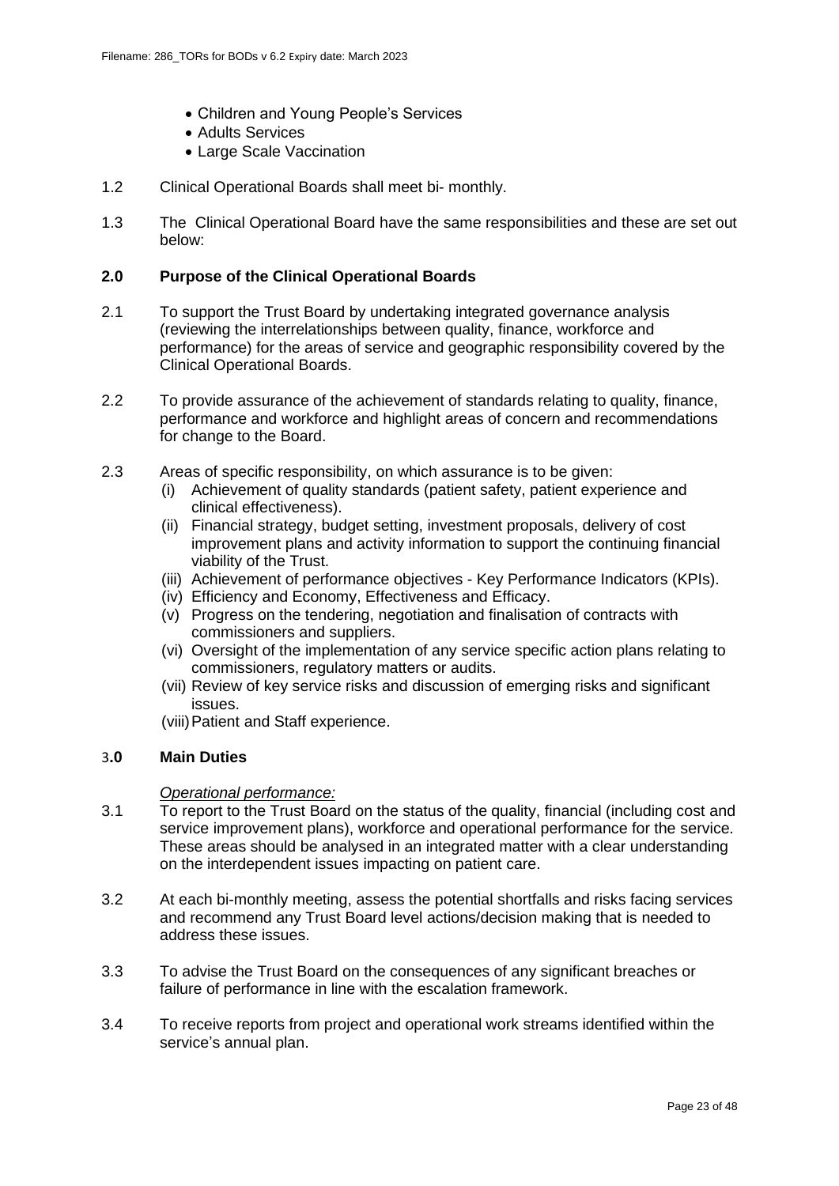- Children and Young People's Services
- Adults Services
- Large Scale Vaccination

1.2 Clinical Operational Boards shall meet bi- monthly.

1.3 The Clinical Operational Board have the same responsibilities and these are set out below:

## 2.0 Purpose of the Clinical Operational Boards

2.1 To support the Trust Board by undertaking integrated governance analysis (reviewing the interrelationships between quality, finance, workforce and performance) for the areas of service and geographic responsibility covered by the Clinical Operational Boards.

2.2 To provide assurance of the achievement of standards relating to quality, finance, performance and workforce and highlight areas of concern and recommendations for change to the Board.

2.3 Areas of specific responsibility, on which assurance is to be given:

(i) Achievement of quality standards (patient safety, patient experience and clinical effectiveness).
(ii) Financial strategy, budget setting, investment proposals, delivery of cost improvement plans and activity information to support the continuing financial viability of the Trust.
(iii) Achievement of performance objectives - Key Performance Indicators (KPIs).
(iv) Efficiency and Economy, Effectiveness and Efficacy.
(v) Progress on the tendering, negotiation and finalisation of contracts with commissioners and suppliers.
(vi) Oversight of the implementation of any service specific action plans relating to commissioners, regulatory matters or audits.
(vii) Review of key service risks and discussion of emerging risks and significant issues.
(viii) Patient and Staff experience.

## 3.0 Main Duties

*Operational performance:*

3.1 To report to the Trust Board on the status of the quality, financial (including cost and service improvement plans), workforce and operational performance for the service. These areas should be analysed in an integrated matter with a clear understanding on the interdependent issues impacting on patient care.

3.2 At each bi-monthly meeting, assess the potential shortfalls and risks facing services and recommend any Trust Board level actions/decision making that is needed to address these issues.

3.3 To advise the Trust Board on the consequences of any significant breaches or failure of performance in line with the escalation framework.

3.4 To receive reports from project and operational work streams identified within the service's annual plan.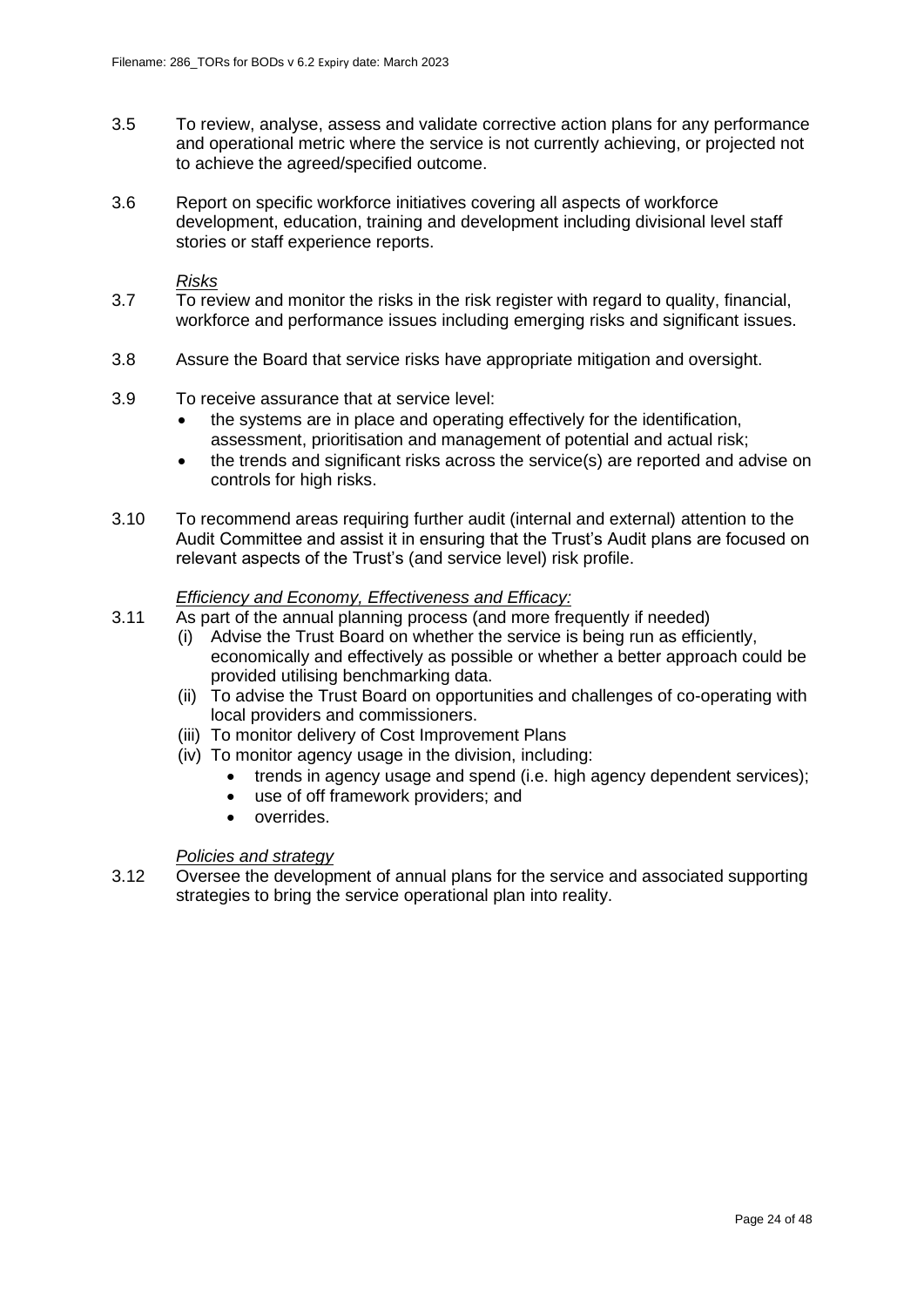3.5 To review, analyse, assess and validate corrective action plans for any performance and operational metric where the service is not currently achieving, or projected not to achieve the agreed/specified outcome.

3.6 Report on specific workforce initiatives covering all aspects of workforce development, education, training and development including divisional level staff stories or staff experience reports.

*Risks*

3.7 To review and monitor the risks in the risk register with regard to quality, financial, workforce and performance issues including emerging risks and significant issues.

3.8 Assure the Board that service risks have appropriate mitigation and oversight.

3.9 To receive assurance that at service level:

- the systems are in place and operating effectively for the identification, assessment, prioritisation and management of potential and actual risk;
- the trends and significant risks across the service(s) are reported and advise on controls for high risks.

3.10 To recommend areas requiring further audit (internal and external) attention to the Audit Committee and assist it in ensuring that the Trust's Audit plans are focused on relevant aspects of the Trust's (and service level) risk profile.

*Efficiency and Economy, Effectiveness and Efficacy:*

3.11 As part of the annual planning process (and more frequently if needed)

(i) Advise the Trust Board on whether the service is being run as efficiently, economically and effectively as possible or whether a better approach could be provided utilising benchmarking data.

(ii) To advise the Trust Board on opportunities and challenges of co-operating with local providers and commissioners.

(iii) To monitor delivery of Cost Improvement Plans

(iv) To monitor agency usage in the division, including:

- trends in agency usage and spend (i.e. high agency dependent services);
- use of off framework providers; and
- overrides.

*Policies and strategy*

3.12 Oversee the development of annual plans for the service and associated supporting strategies to bring the service operational plan into reality.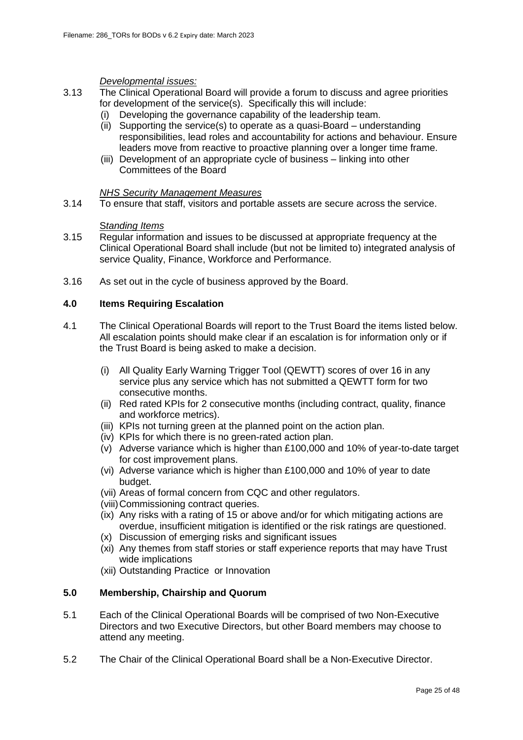*Developmental issues:*

3.13 The Clinical Operational Board will provide a forum to discuss and agree priorities for development of the service(s). Specifically this will include:

- (i) Developing the governance capability of the leadership team.
- (ii) Supporting the service(s) to operate as a quasi-Board – understanding responsibilities, lead roles and accountability for actions and behaviour. Ensure leaders move from reactive to proactive planning over a longer time frame.
- (iii) Development of an appropriate cycle of business – linking into other Committees of the Board

*NHS Security Management Measures*

3.14 To ensure that staff, visitors and portable assets are secure across the service.

*Standing Items*

3.15 Regular information and issues to be discussed at appropriate frequency at the Clinical Operational Board shall include (but not be limited to) integrated analysis of service Quality, Finance, Workforce and Performance.

3.16 As set out in the cycle of business approved by the Board.

## 4.0 Items Requiring Escalation

4.1 The Clinical Operational Boards will report to the Trust Board the items listed below. All escalation points should make clear if an escalation is for information only or if the Trust Board is being asked to make a decision.

- (i) All Quality Early Warning Trigger Tool (QEWTT) scores of over 16 in any service plus any service which has not submitted a QEWTT form for two consecutive months.
- (ii) Red rated KPIs for 2 consecutive months (including contract, quality, finance and workforce metrics).
- (iii) KPIs not turning green at the planned point on the action plan.
- (iv) KPIs for which there is no green-rated action plan.
- (v) Adverse variance which is higher than £100,000 and 10% of year-to-date target for cost improvement plans.
- (vi) Adverse variance which is higher than £100,000 and 10% of year to date budget.
- (vii) Areas of formal concern from CQC and other regulators.
- (viii) Commissioning contract queries.
- (ix) Any risks with a rating of 15 or above and/or for which mitigating actions are overdue, insufficient mitigation is identified or the risk ratings are questioned.
- (x) Discussion of emerging risks and significant issues
- (xi) Any themes from staff stories or staff experience reports that may have Trust wide implications
- (xii) Outstanding Practice or Innovation

## 5.0 Membership, Chairship and Quorum

5.1 Each of the Clinical Operational Boards will be comprised of two Non-Executive Directors and two Executive Directors, but other Board members may choose to attend any meeting.

5.2 The Chair of the Clinical Operational Board shall be a Non-Executive Director.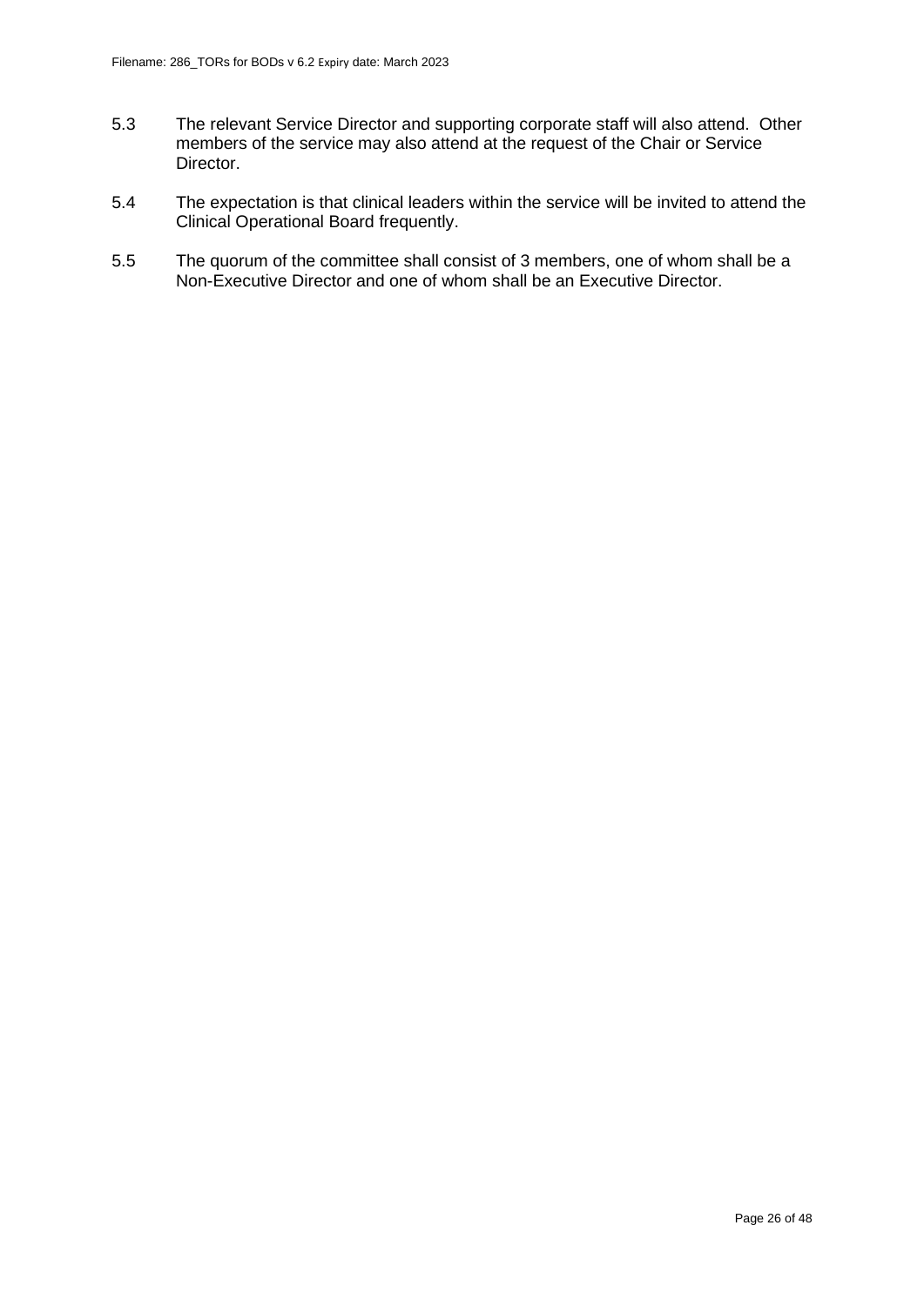5.3 The relevant Service Director and supporting corporate staff will also attend. Other members of the service may also attend at the request of the Chair or Service Director.

5.4 The expectation is that clinical leaders within the service will be invited to attend the Clinical Operational Board frequently.

5.5 The quorum of the committee shall consist of 3 members, one of whom shall be a Non-Executive Director and one of whom shall be an Executive Director.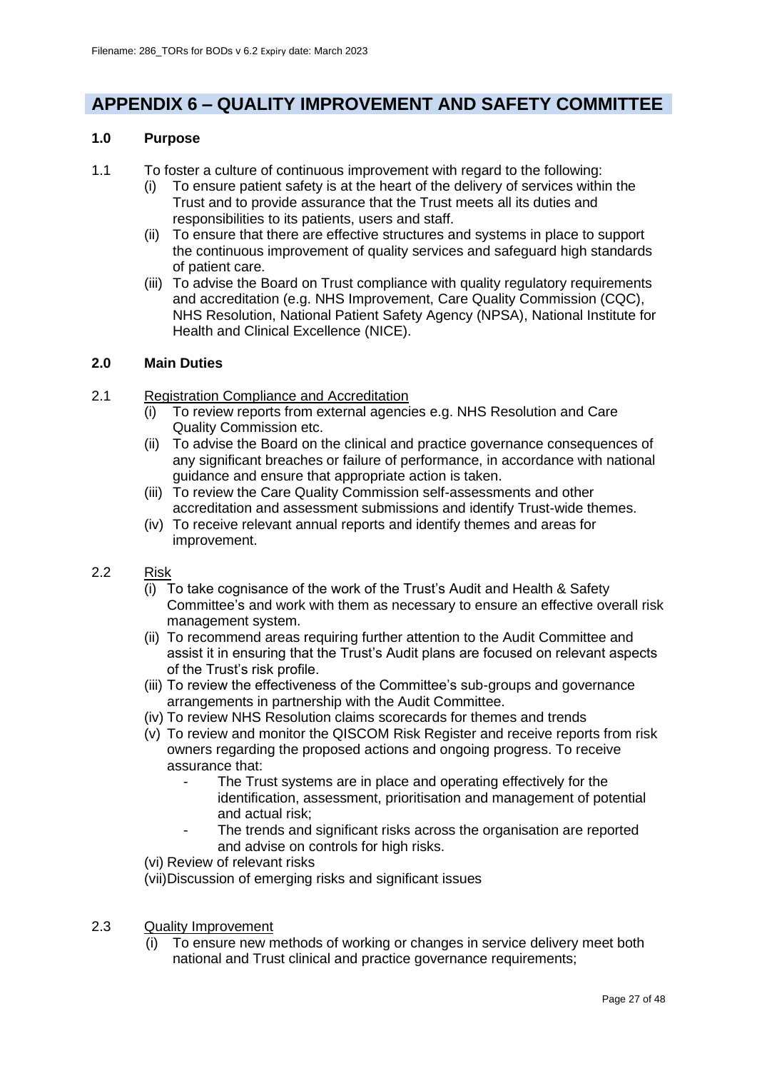# APPENDIX 6 – QUALITY IMPROVEMENT AND SAFETY COMMITTEE

**1.0 Purpose**

1.1 To foster a culture of continuous improvement with regard to the following:

(i) To ensure patient safety is at the heart of the delivery of services within the Trust and to provide assurance that the Trust meets all its duties and responsibilities to its patients, users and staff.

(ii) To ensure that there are effective structures and systems in place to support the continuous improvement of quality services and safeguard high standards of patient care.

(iii) To advise the Board on Trust compliance with quality regulatory requirements and accreditation (e.g. NHS Improvement, Care Quality Commission (CQC), NHS Resolution, National Patient Safety Agency (NPSA), National Institute for Health and Clinical Excellence (NICE).

**2.0 Main Duties**

2.1 Registration Compliance and Accreditation

(i) To review reports from external agencies e.g. NHS Resolution and Care Quality Commission etc.

(ii) To advise the Board on the clinical and practice governance consequences of any significant breaches or failure of performance, in accordance with national guidance and ensure that appropriate action is taken.

(iii) To review the Care Quality Commission self-assessments and other accreditation and assessment submissions and identify Trust-wide themes.

(iv) To receive relevant annual reports and identify themes and areas for improvement.

2.2 Risk

(i) To take cognisance of the work of the Trust's Audit and Health & Safety Committee's and work with them as necessary to ensure an effective overall risk management system.

(ii) To recommend areas requiring further attention to the Audit Committee and assist it in ensuring that the Trust's Audit plans are focused on relevant aspects of the Trust's risk profile.

(iii) To review the effectiveness of the Committee's sub-groups and governance arrangements in partnership with the Audit Committee.

(iv) To review NHS Resolution claims scorecards for themes and trends

(v) To review and monitor the QISCOM Risk Register and receive reports from risk owners regarding the proposed actions and ongoing progress. To receive assurance that:

- The Trust systems are in place and operating effectively for the identification, assessment, prioritisation and management of potential and actual risk;
- The trends and significant risks across the organisation are reported and advise on controls for high risks.

(vi) Review of relevant risks

(vii) Discussion of emerging risks and significant issues

2.3 Quality Improvement

(i) To ensure new methods of working or changes in service delivery meet both national and Trust clinical and practice governance requirements;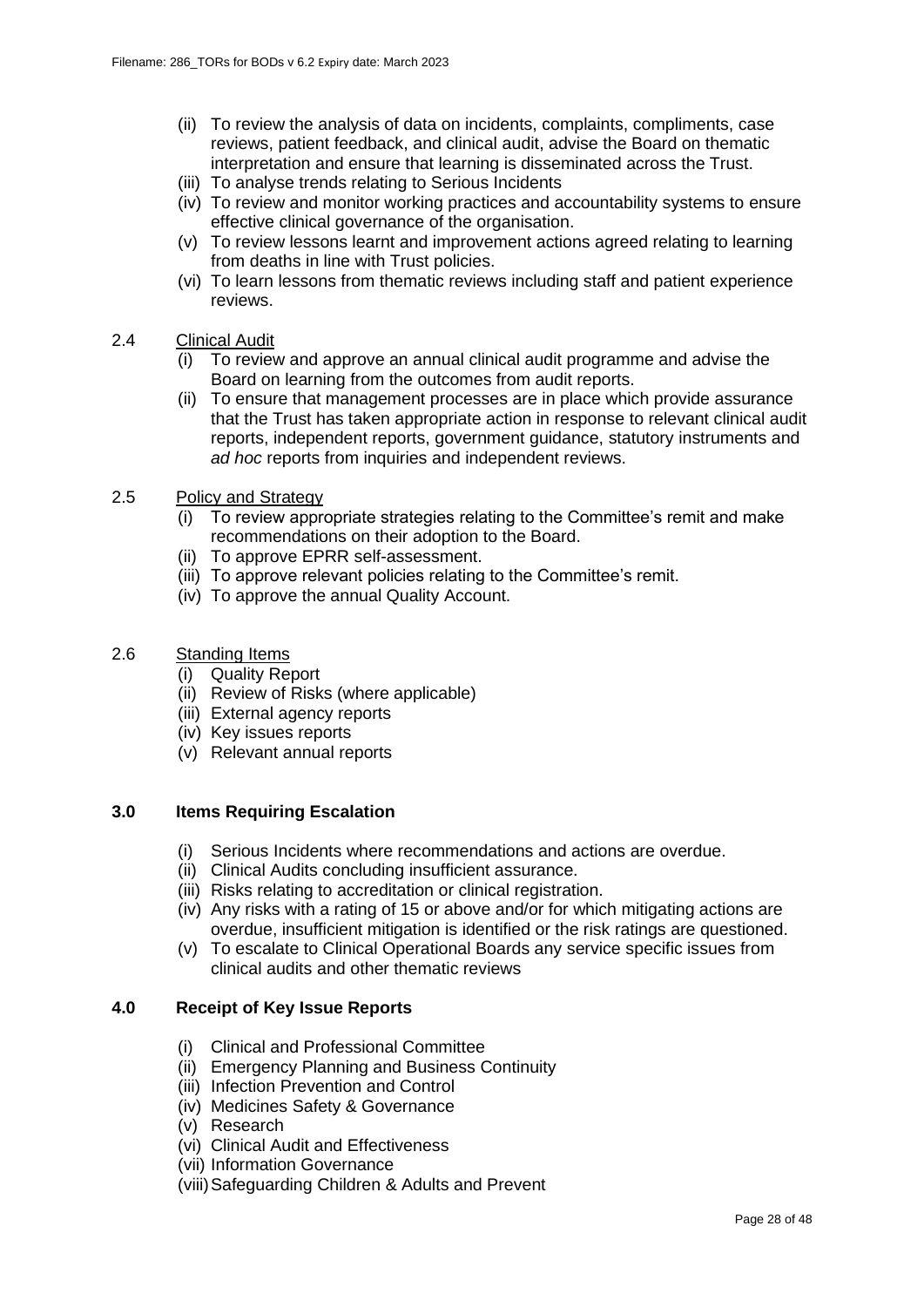(ii) To review the analysis of data on incidents, complaints, compliments, case reviews, patient feedback, and clinical audit, advise the Board on thematic interpretation and ensure that learning is disseminated across the Trust.
(iii) To analyse trends relating to Serious Incidents
(iv) To review and monitor working practices and accountability systems to ensure effective clinical governance of the organisation.
(v) To review lessons learnt and improvement actions agreed relating to learning from deaths in line with Trust policies.
(vi) To learn lessons from thematic reviews including staff and patient experience reviews.

2.4 Clinical Audit

(i) To review and approve an annual clinical audit programme and advise the Board on learning from the outcomes from audit reports.
(ii) To ensure that management processes are in place which provide assurance that the Trust has taken appropriate action in response to relevant clinical audit reports, independent reports, government guidance, statutory instruments and *ad hoc* reports from inquiries and independent reviews.

2.5 Policy and Strategy

(i) To review appropriate strategies relating to the Committee's remit and make recommendations on their adoption to the Board.
(ii) To approve EPRR self-assessment.
(iii) To approve relevant policies relating to the Committee's remit.
(iv) To approve the annual Quality Account.

2.6 Standing Items

(i) Quality Report
(ii) Review of Risks (where applicable)
(iii) External agency reports
(iv) Key issues reports
(v) Relevant annual reports

## 3.0 Items Requiring Escalation

(i) Serious Incidents where recommendations and actions are overdue.
(ii) Clinical Audits concluding insufficient assurance.
(iii) Risks relating to accreditation or clinical registration.
(iv) Any risks with a rating of 15 or above and/or for which mitigating actions are overdue, insufficient mitigation is identified or the risk ratings are questioned.
(v) To escalate to Clinical Operational Boards any service specific issues from clinical audits and other thematic reviews

## 4.0 Receipt of Key Issue Reports

(i) Clinical and Professional Committee
(ii) Emergency Planning and Business Continuity
(iii) Infection Prevention and Control
(iv) Medicines Safety & Governance
(v) Research
(vi) Clinical Audit and Effectiveness
(vii) Information Governance
(viii) Safeguarding Children & Adults and Prevent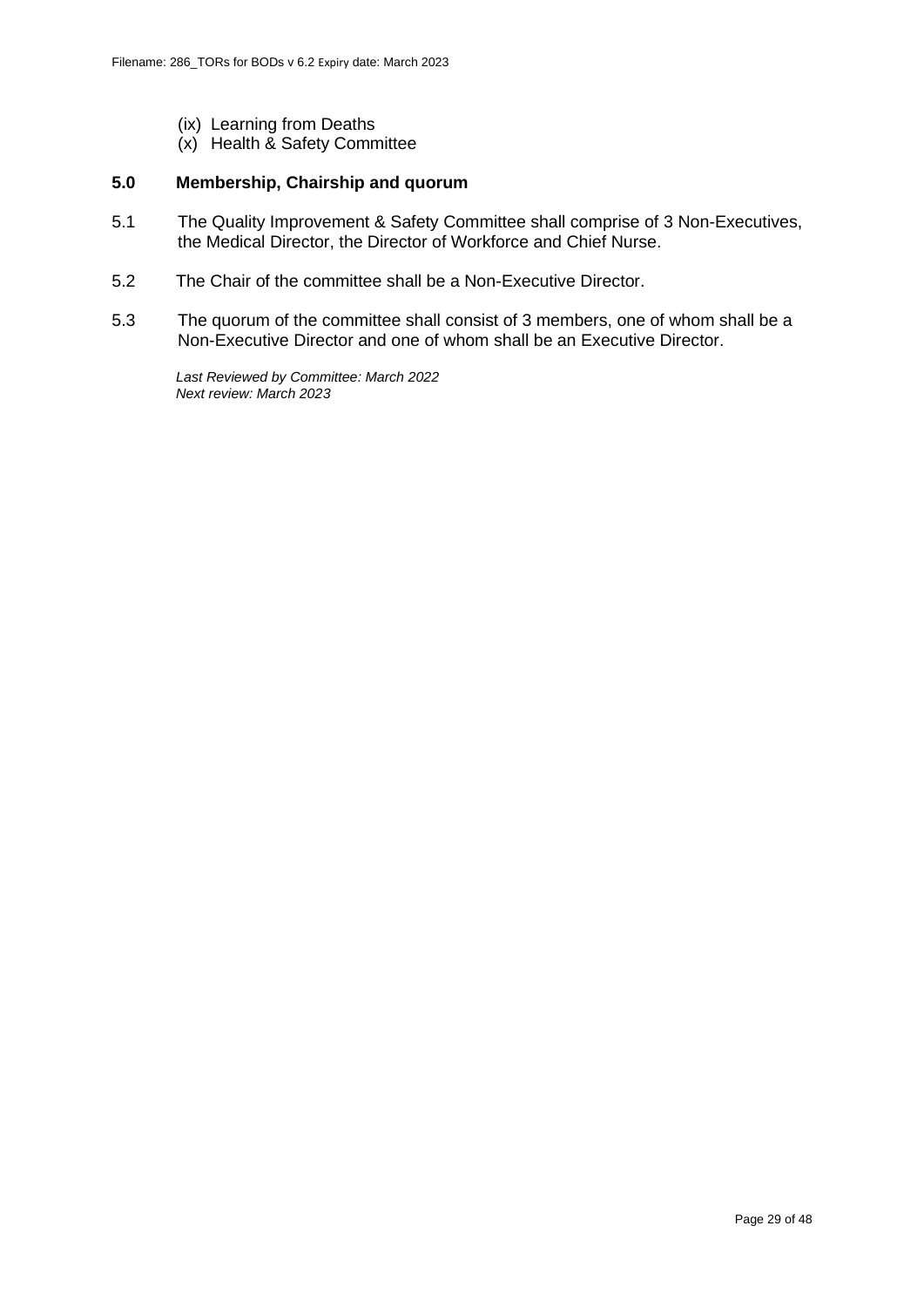(ix) Learning from Deaths
(x) Health & Safety Committee

## 5.0 Membership, Chairship and quorum

5.1 The Quality Improvement & Safety Committee shall comprise of 3 Non-Executives, the Medical Director, the Director of Workforce and Chief Nurse.

5.2 The Chair of the committee shall be a Non-Executive Director.

5.3 The quorum of the committee shall consist of 3 members, one of whom shall be a Non-Executive Director and one of whom shall be an Executive Director.

*Last Reviewed by Committee: March 2022*
*Next review: March 2023*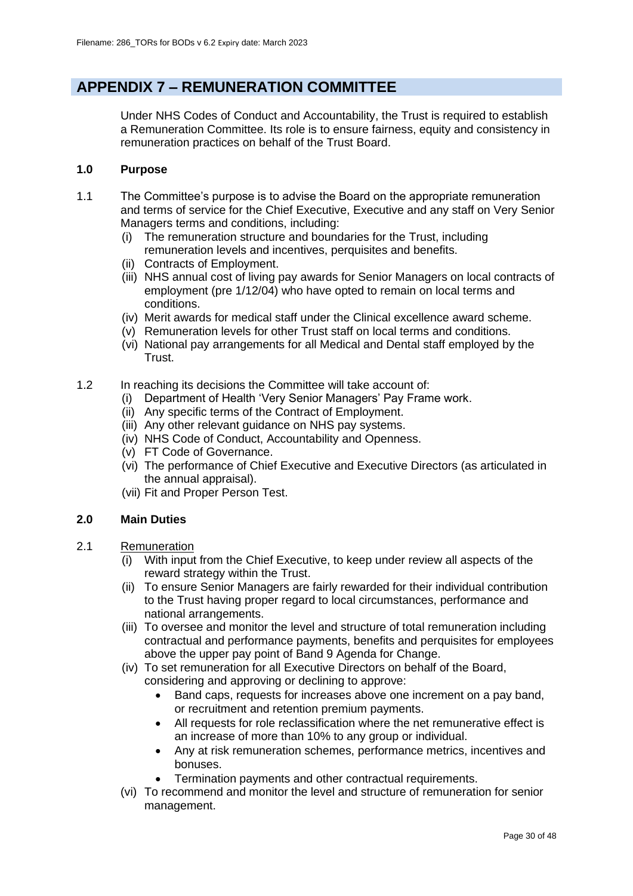## APPENDIX 7 – REMUNERATION COMMITTEE

Under NHS Codes of Conduct and Accountability, the Trust is required to establish a Remuneration Committee. Its role is to ensure fairness, equity and consistency in remuneration practices on behalf of the Trust Board.

### 1.0 Purpose

1.1 The Committee's purpose is to advise the Board on the appropriate remuneration and terms of service for the Chief Executive, Executive and any staff on Very Senior Managers terms and conditions, including:

- (i) The remuneration structure and boundaries for the Trust, including remuneration levels and incentives, perquisites and benefits.
- (ii) Contracts of Employment.
- (iii) NHS annual cost of living pay awards for Senior Managers on local contracts of employment (pre 1/12/04) who have opted to remain on local terms and conditions.
- (iv) Merit awards for medical staff under the Clinical excellence award scheme.
- (v) Remuneration levels for other Trust staff on local terms and conditions.
- (vi) National pay arrangements for all Medical and Dental staff employed by the Trust.

1.2 In reaching its decisions the Committee will take account of:

- (i) Department of Health 'Very Senior Managers' Pay Frame work.
- (ii) Any specific terms of the Contract of Employment.
- (iii) Any other relevant guidance on NHS pay systems.
- (iv) NHS Code of Conduct, Accountability and Openness.
- (v) FT Code of Governance.
- (vi) The performance of Chief Executive and Executive Directors (as articulated in the annual appraisal).
- (vii) Fit and Proper Person Test.

### 2.0 Main Duties

2.1 Remuneration

- (i) With input from the Chief Executive, to keep under review all aspects of the reward strategy within the Trust.
- (ii) To ensure Senior Managers are fairly rewarded for their individual contribution to the Trust having proper regard to local circumstances, performance and national arrangements.
- (iii) To oversee and monitor the level and structure of total remuneration including contractual and performance payments, benefits and perquisites for employees above the upper pay point of Band 9 Agenda for Change.
- (iv) To set remuneration for all Executive Directors on behalf of the Board, considering and approving or declining to approve:
  - Band caps, requests for increases above one increment on a pay band, or recruitment and retention premium payments.
  - All requests for role reclassification where the net remunerative effect is an increase of more than 10% to any group or individual.
  - Any at risk remuneration schemes, performance metrics, incentives and bonuses.
  - Termination payments and other contractual requirements.
- (vi) To recommend and monitor the level and structure of remuneration for senior management.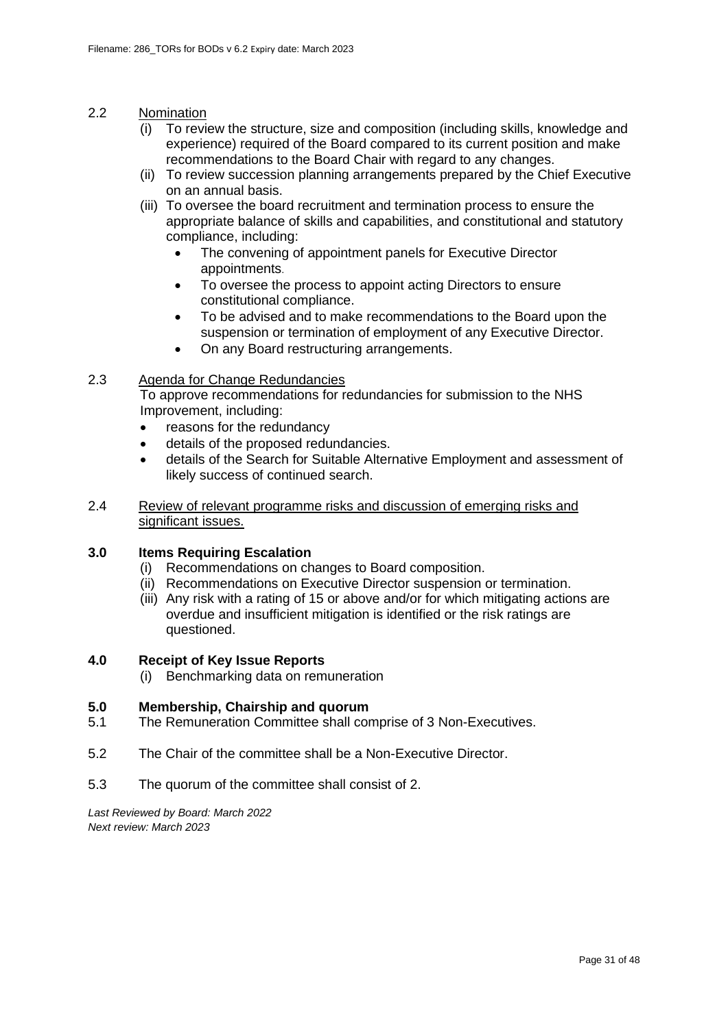2.2 Nomination

(i) To review the structure, size and composition (including skills, knowledge and experience) required of the Board compared to its current position and make recommendations to the Board Chair with regard to any changes.

(ii) To review succession planning arrangements prepared by the Chief Executive on an annual basis.

(iii) To oversee the board recruitment and termination process to ensure the appropriate balance of skills and capabilities, and constitutional and statutory compliance, including:

- The convening of appointment panels for Executive Director appointments.
- To oversee the process to appoint acting Directors to ensure constitutional compliance.
- To be advised and to make recommendations to the Board upon the suspension or termination of employment of any Executive Director.
- On any Board restructuring arrangements.

2.3 Agenda for Change Redundancies

To approve recommendations for redundancies for submission to the NHS Improvement, including:

- reasons for the redundancy
- details of the proposed redundancies.
- details of the Search for Suitable Alternative Employment and assessment of likely success of continued search.

2.4 Review of relevant programme risks and discussion of emerging risks and significant issues.

**3.0 Items Requiring Escalation**

(i) Recommendations on changes to Board composition.

(ii) Recommendations on Executive Director suspension or termination.

(iii) Any risk with a rating of 15 or above and/or for which mitigating actions are overdue and insufficient mitigation is identified or the risk ratings are questioned.

**4.0 Receipt of Key Issue Reports**

(i) Benchmarking data on remuneration

**5.0 Membership, Chairship and quorum**

5.1 The Remuneration Committee shall comprise of 3 Non-Executives.

5.2 The Chair of the committee shall be a Non-Executive Director.

5.3 The quorum of the committee shall consist of 2.

*Last Reviewed by Board: March 2022*
*Next review: March 2023*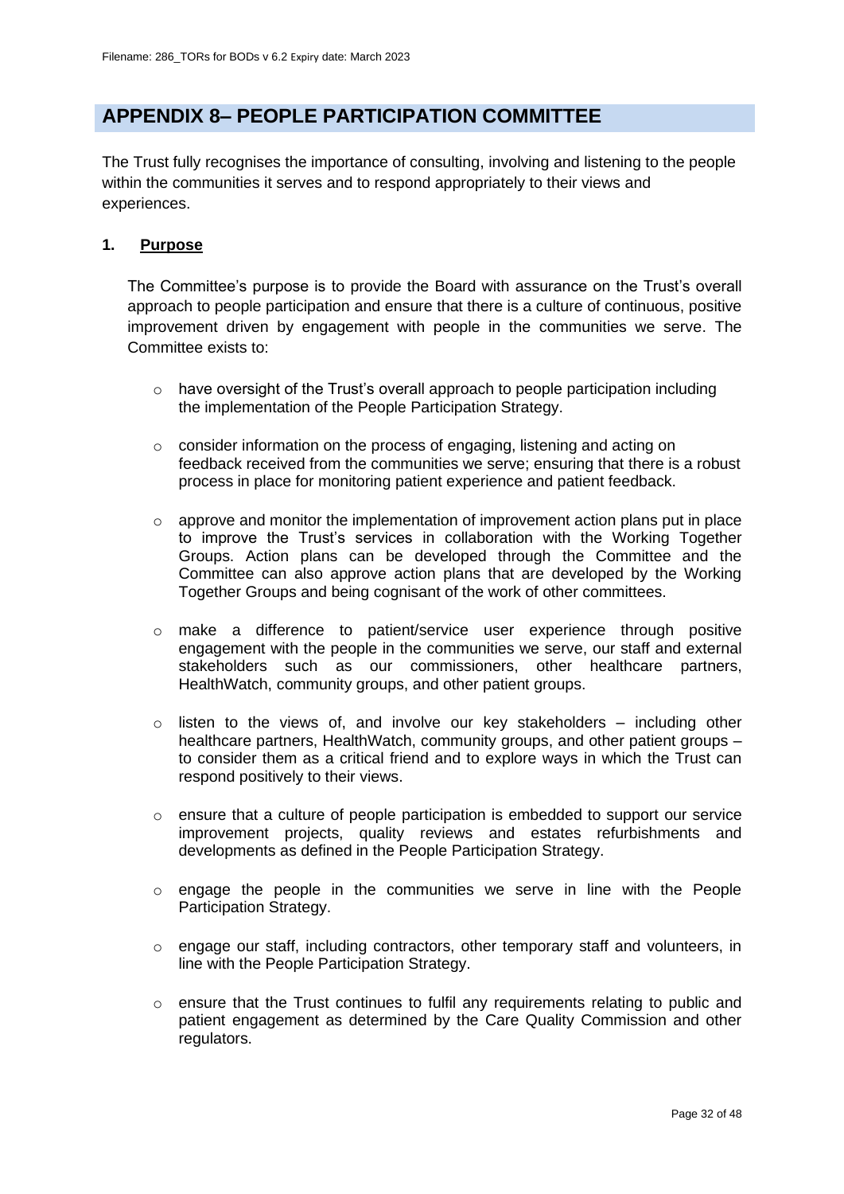## APPENDIX 8– PEOPLE PARTICIPATION COMMITTEE

The Trust fully recognises the importance of consulting, involving and listening to the people within the communities it serves and to respond appropriately to their views and experiences.

### 1. Purpose

The Committee's purpose is to provide the Board with assurance on the Trust's overall approach to people participation and ensure that there is a culture of continuous, positive improvement driven by engagement with people in the communities we serve. The Committee exists to:

- have oversight of the Trust's overall approach to people participation including the implementation of the People Participation Strategy.
- consider information on the process of engaging, listening and acting on feedback received from the communities we serve; ensuring that there is a robust process in place for monitoring patient experience and patient feedback.
- approve and monitor the implementation of improvement action plans put in place to improve the Trust's services in collaboration with the Working Together Groups. Action plans can be developed through the Committee and the Committee can also approve action plans that are developed by the Working Together Groups and being cognisant of the work of other committees.
- make a difference to patient/service user experience through positive engagement with the people in the communities we serve, our staff and external stakeholders such as our commissioners, other healthcare partners, HealthWatch, community groups, and other patient groups.
- listen to the views of, and involve our key stakeholders – including other healthcare partners, HealthWatch, community groups, and other patient groups – to consider them as a critical friend and to explore ways in which the Trust can respond positively to their views.
- ensure that a culture of people participation is embedded to support our service improvement projects, quality reviews and estates refurbishments and developments as defined in the People Participation Strategy.
- engage the people in the communities we serve in line with the People Participation Strategy.
- engage our staff, including contractors, other temporary staff and volunteers, in line with the People Participation Strategy.
- ensure that the Trust continues to fulfil any requirements relating to public and patient engagement as determined by the Care Quality Commission and other regulators.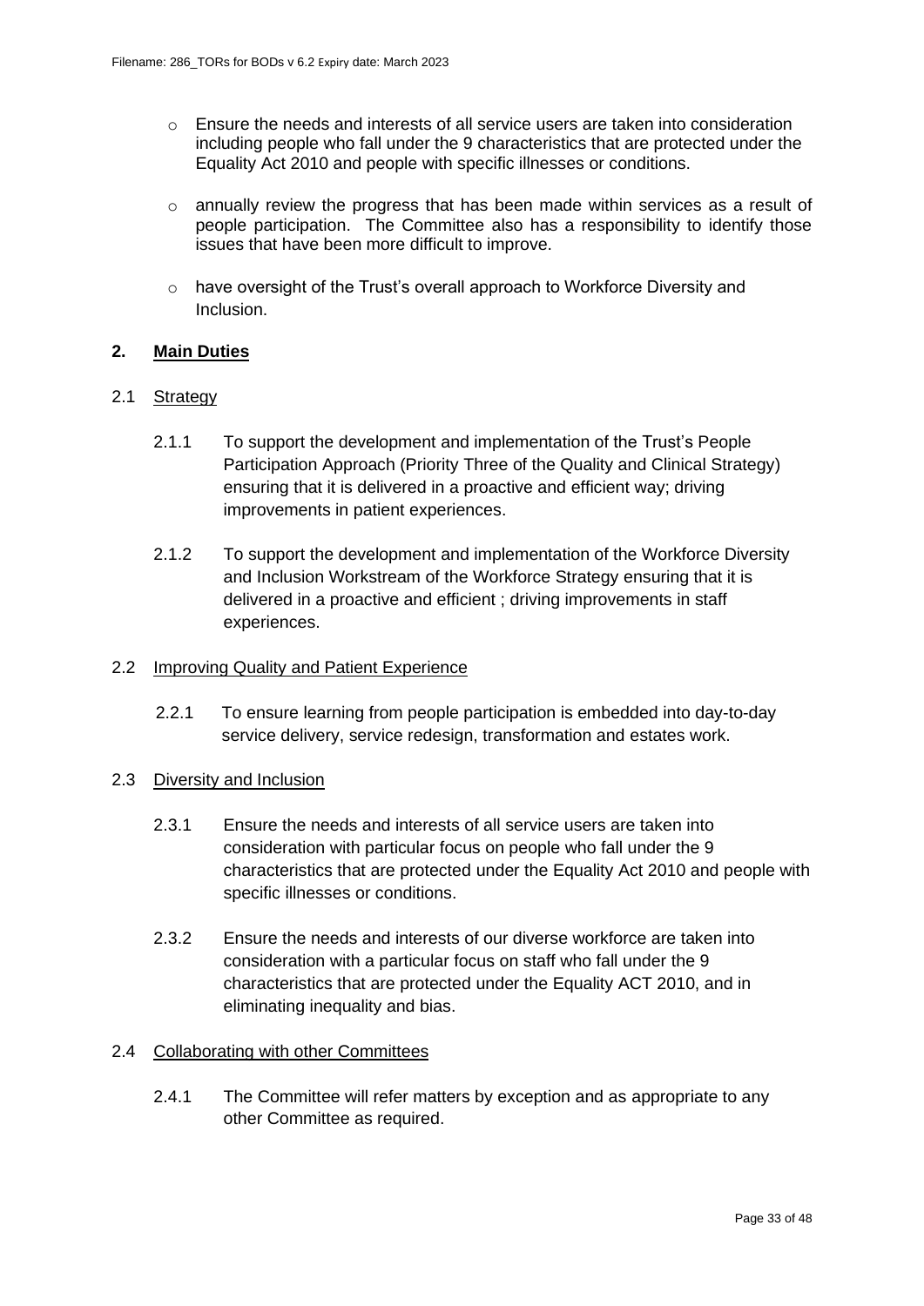- Ensure the needs and interests of all service users are taken into consideration including people who fall under the 9 characteristics that are protected under the Equality Act 2010 and people with specific illnesses or conditions.
- annually review the progress that has been made within services as a result of people participation. The Committee also has a responsibility to identify those issues that have been more difficult to improve.
- have oversight of the Trust's overall approach to Workforce Diversity and Inclusion.

## 2. Main Duties

### 2.1 Strategy

2.1.1 To support the development and implementation of the Trust's People Participation Approach (Priority Three of the Quality and Clinical Strategy) ensuring that it is delivered in a proactive and efficient way; driving improvements in patient experiences.

2.1.2 To support the development and implementation of the Workforce Diversity and Inclusion Workstream of the Workforce Strategy ensuring that it is delivered in a proactive and efficient ; driving improvements in staff experiences.

### 2.2 Improving Quality and Patient Experience

2.2.1 To ensure learning from people participation is embedded into day-to-day service delivery, service redesign, transformation and estates work.

### 2.3 Diversity and Inclusion

2.3.1 Ensure the needs and interests of all service users are taken into consideration with particular focus on people who fall under the 9 characteristics that are protected under the Equality Act 2010 and people with specific illnesses or conditions.

2.3.2 Ensure the needs and interests of our diverse workforce are taken into consideration with a particular focus on staff who fall under the 9 characteristics that are protected under the Equality ACT 2010, and in eliminating inequality and bias.

### 2.4 Collaborating with other Committees

2.4.1 The Committee will refer matters by exception and as appropriate to any other Committee as required.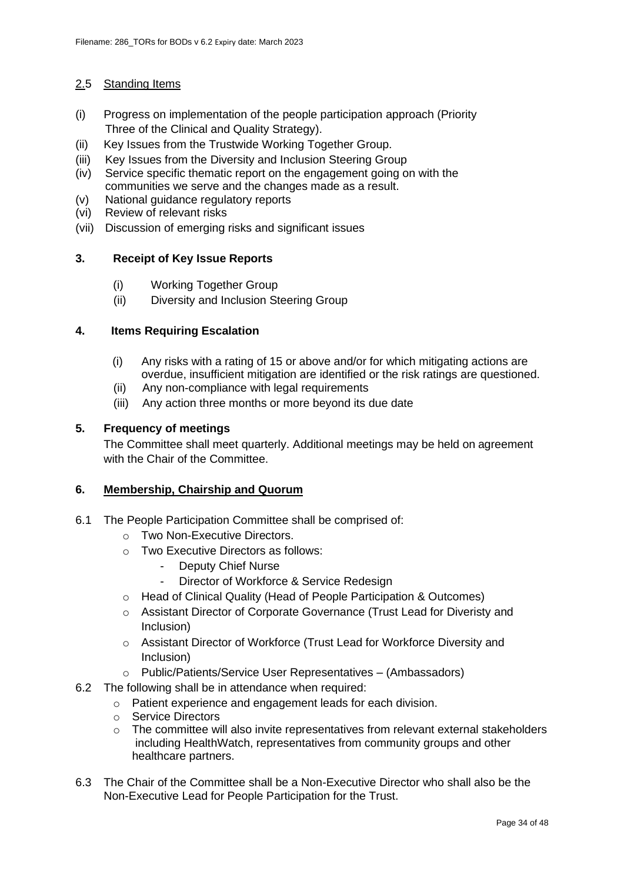## 2.5 Standing Items

(i) Progress on implementation of the people participation approach (Priority Three of the Clinical and Quality Strategy).
(ii) Key Issues from the Trustwide Working Together Group.
(iii) Key Issues from the Diversity and Inclusion Steering Group
(iv) Service specific thematic report on the engagement going on with the communities we serve and the changes made as a result.
(v) National guidance regulatory reports
(vi) Review of relevant risks
(vii) Discussion of emerging risks and significant issues

### 3. Receipt of Key Issue Reports

(i) Working Together Group
(ii) Diversity and Inclusion Steering Group

### 4. Items Requiring Escalation

(i) Any risks with a rating of 15 or above and/or for which mitigating actions are overdue, insufficient mitigation are identified or the risk ratings are questioned.
(ii) Any non-compliance with legal requirements
(iii) Any action three months or more beyond its due date

### 5. Frequency of meetings

The Committee shall meet quarterly. Additional meetings may be held on agreement with the Chair of the Committee.

### 6. Membership, Chairship and Quorum

6.1 The People Participation Committee shall be comprised of:

- Two Non-Executive Directors.
- Two Executive Directors as follows:
  - Deputy Chief Nurse
  - Director of Workforce & Service Redesign
- Head of Clinical Quality (Head of People Participation & Outcomes)
- Assistant Director of Corporate Governance (Trust Lead for Diveristy and Inclusion)
- Assistant Director of Workforce (Trust Lead for Workforce Diversity and Inclusion)
- Public/Patients/Service User Representatives – (Ambassadors)

6.2 The following shall be in attendance when required:

- Patient experience and engagement leads for each division.
- Service Directors
- The committee will also invite representatives from relevant external stakeholders including HealthWatch, representatives from community groups and other healthcare partners.

6.3 The Chair of the Committee shall be a Non-Executive Director who shall also be the Non-Executive Lead for People Participation for the Trust.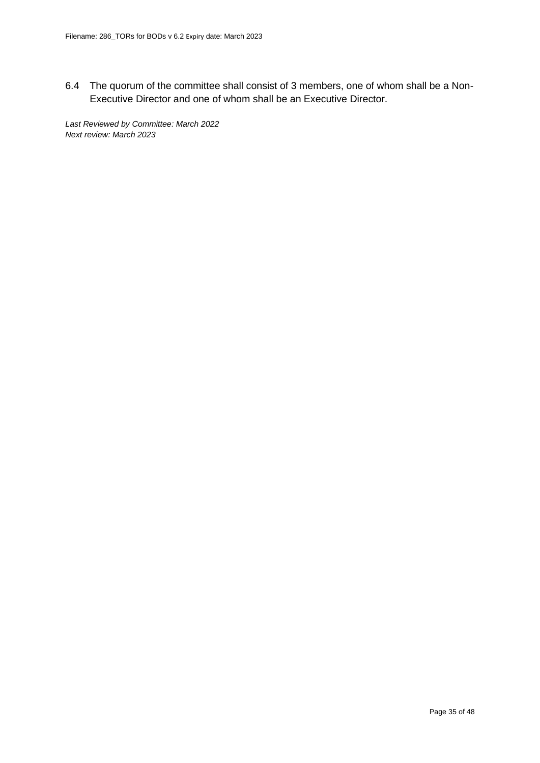6.4 The quorum of the committee shall consist of 3 members, one of whom shall be a Non-Executive Director and one of whom shall be an Executive Director.

*Last Reviewed by Committee: March 2022*
*Next review: March 2023*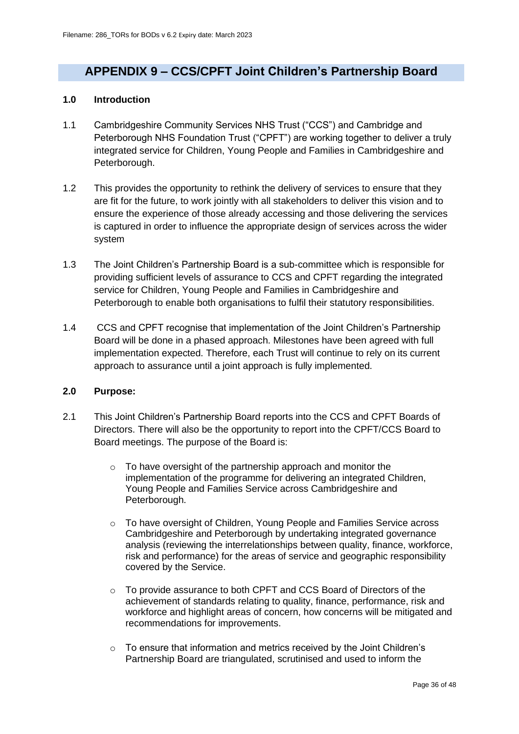## APPENDIX 9 – CCS/CPFT Joint Children's Partnership Board

### 1.0 Introduction

1.1 Cambridgeshire Community Services NHS Trust ("CCS") and Cambridge and Peterborough NHS Foundation Trust ("CPFT") are working together to deliver a truly integrated service for Children, Young People and Families in Cambridgeshire and Peterborough.

1.2 This provides the opportunity to rethink the delivery of services to ensure that they are fit for the future, to work jointly with all stakeholders to deliver this vision and to ensure the experience of those already accessing and those delivering the services is captured in order to influence the appropriate design of services across the wider system

1.3 The Joint Children's Partnership Board is a sub-committee which is responsible for providing sufficient levels of assurance to CCS and CPFT regarding the integrated service for Children, Young People and Families in Cambridgeshire and Peterborough to enable both organisations to fulfil their statutory responsibilities.

1.4 CCS and CPFT recognise that implementation of the Joint Children's Partnership Board will be done in a phased approach. Milestones have been agreed with full implementation expected. Therefore, each Trust will continue to rely on its current approach to assurance until a joint approach is fully implemented.

### 2.0 Purpose:

2.1 This Joint Children's Partnership Board reports into the CCS and CPFT Boards of Directors. There will also be the opportunity to report into the CPFT/CCS Board to Board meetings. The purpose of the Board is:

- To have oversight of the partnership approach and monitor the implementation of the programme for delivering an integrated Children, Young People and Families Service across Cambridgeshire and Peterborough.
- To have oversight of Children, Young People and Families Service across Cambridgeshire and Peterborough by undertaking integrated governance analysis (reviewing the interrelationships between quality, finance, workforce, risk and performance) for the areas of service and geographic responsibility covered by the Service.
- To provide assurance to both CPFT and CCS Board of Directors of the achievement of standards relating to quality, finance, performance, risk and workforce and highlight areas of concern, how concerns will be mitigated and recommendations for improvements.
- To ensure that information and metrics received by the Joint Children's Partnership Board are triangulated, scrutinised and used to inform the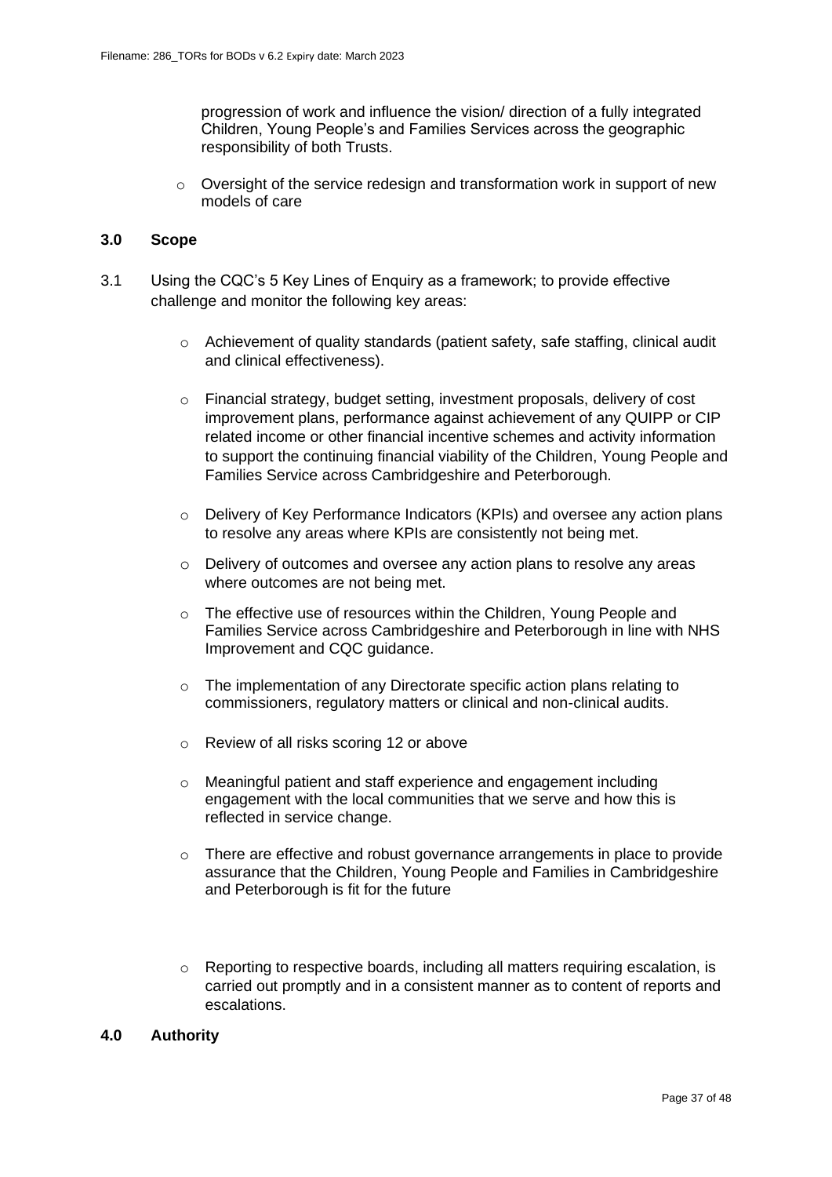progression of work and influence the vision/ direction of a fully integrated Children, Young People's and Families Services across the geographic responsibility of both Trusts.

- Oversight of the service redesign and transformation work in support of new models of care

## 3.0 Scope

3.1 Using the CQC's 5 Key Lines of Enquiry as a framework; to provide effective challenge and monitor the following key areas:

- Achievement of quality standards (patient safety, safe staffing, clinical audit and clinical effectiveness).
- Financial strategy, budget setting, investment proposals, delivery of cost improvement plans, performance against achievement of any QUIPP or CIP related income or other financial incentive schemes and activity information to support the continuing financial viability of the Children, Young People and Families Service across Cambridgeshire and Peterborough.
- Delivery of Key Performance Indicators (KPIs) and oversee any action plans to resolve any areas where KPIs are consistently not being met.
- Delivery of outcomes and oversee any action plans to resolve any areas where outcomes are not being met.
- The effective use of resources within the Children, Young People and Families Service across Cambridgeshire and Peterborough in line with NHS Improvement and CQC guidance.
- The implementation of any Directorate specific action plans relating to commissioners, regulatory matters or clinical and non-clinical audits.
- Review of all risks scoring 12 or above
- Meaningful patient and staff experience and engagement including engagement with the local communities that we serve and how this is reflected in service change.
- There are effective and robust governance arrangements in place to provide assurance that the Children, Young People and Families in Cambridgeshire and Peterborough is fit for the future
- Reporting to respective boards, including all matters requiring escalation, is carried out promptly and in a consistent manner as to content of reports and escalations.

## 4.0 Authority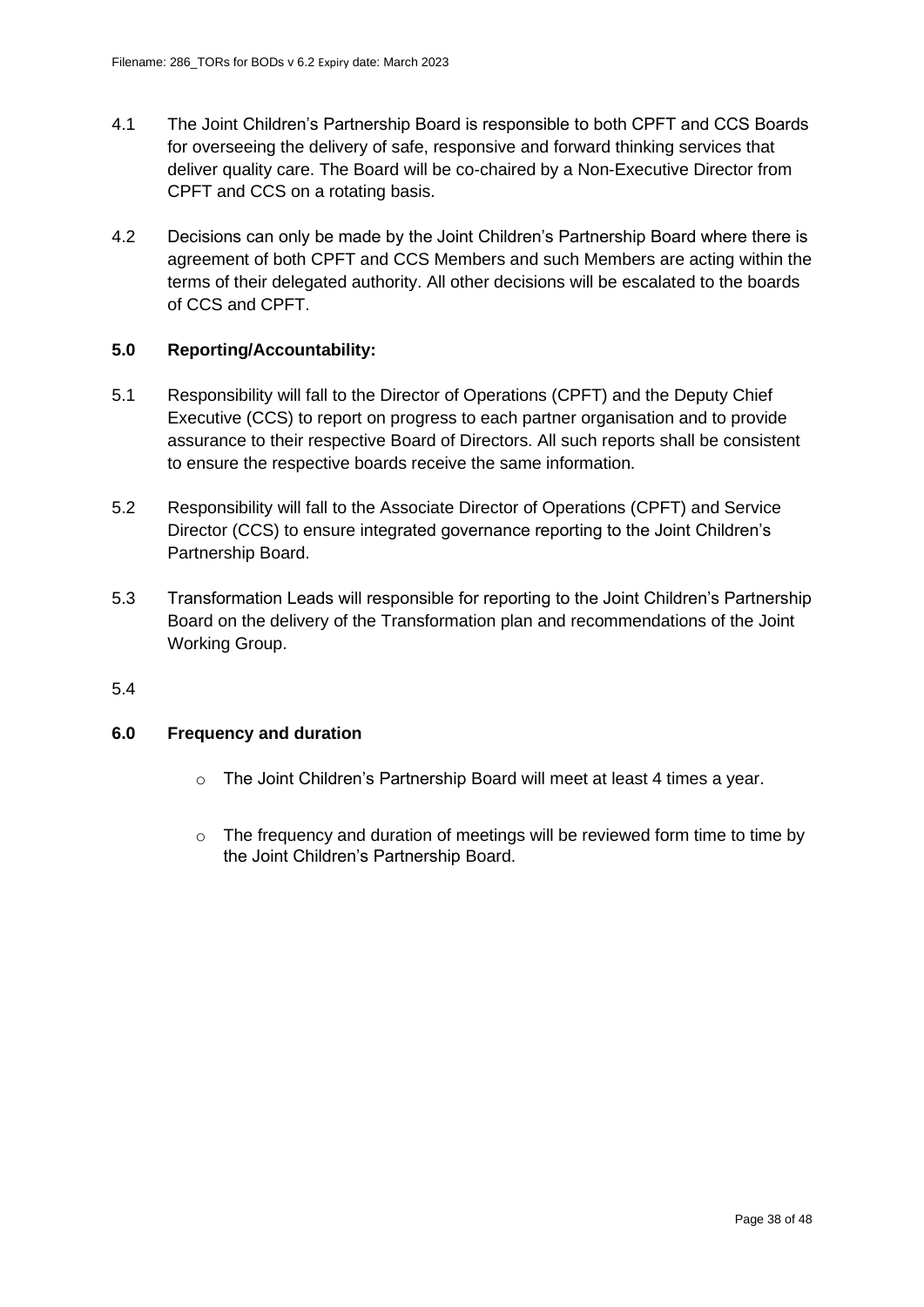4.1 The Joint Children's Partnership Board is responsible to both CPFT and CCS Boards for overseeing the delivery of safe, responsive and forward thinking services that deliver quality care. The Board will be co-chaired by a Non-Executive Director from CPFT and CCS on a rotating basis.

4.2 Decisions can only be made by the Joint Children's Partnership Board where there is agreement of both CPFT and CCS Members and such Members are acting within the terms of their delegated authority. All other decisions will be escalated to the boards of CCS and CPFT.

### 5.0 Reporting/Accountability:

5.1 Responsibility will fall to the Director of Operations (CPFT) and the Deputy Chief Executive (CCS) to report on progress to each partner organisation and to provide assurance to their respective Board of Directors. All such reports shall be consistent to ensure the respective boards receive the same information.

5.2 Responsibility will fall to the Associate Director of Operations (CPFT) and Service Director (CCS) to ensure integrated governance reporting to the Joint Children's Partnership Board.

5.3 Transformation Leads will responsible for reporting to the Joint Children's Partnership Board on the delivery of the Transformation plan and recommendations of the Joint Working Group.

5.4

### 6.0 Frequency and duration

- The Joint Children's Partnership Board will meet at least 4 times a year.
- The frequency and duration of meetings will be reviewed form time to time by the Joint Children's Partnership Board.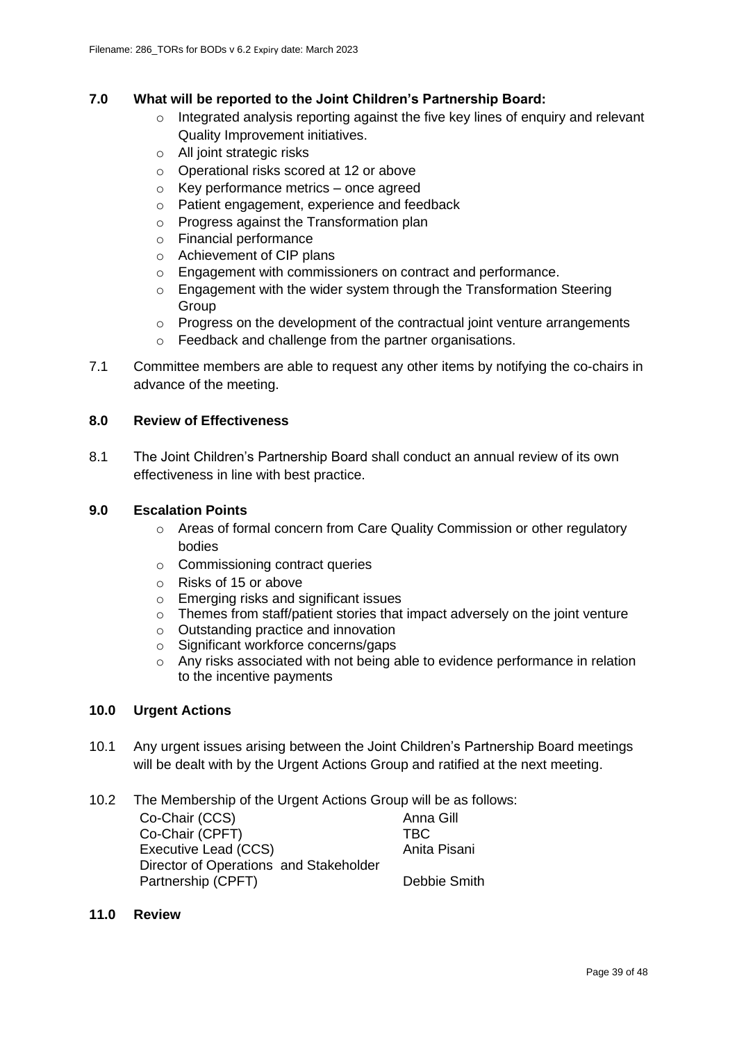## 7.0 What will be reported to the Joint Children's Partnership Board:

- Integrated analysis reporting against the five key lines of enquiry and relevant Quality Improvement initiatives.
- All joint strategic risks
- Operational risks scored at 12 or above
- Key performance metrics – once agreed
- Patient engagement, experience and feedback
- Progress against the Transformation plan
- Financial performance
- Achievement of CIP plans
- Engagement with commissioners on contract and performance.
- Engagement with the wider system through the Transformation Steering Group
- Progress on the development of the contractual joint venture arrangements
- Feedback and challenge from the partner organisations.

7.1 Committee members are able to request any other items by notifying the co-chairs in advance of the meeting.

## 8.0 Review of Effectiveness

8.1 The Joint Children's Partnership Board shall conduct an annual review of its own effectiveness in line with best practice.

## 9.0 Escalation Points

- Areas of formal concern from Care Quality Commission or other regulatory bodies
- Commissioning contract queries
- Risks of 15 or above
- Emerging risks and significant issues
- Themes from staff/patient stories that impact adversely on the joint venture
- Outstanding practice and innovation
- Significant workforce concerns/gaps
- Any risks associated with not being able to evidence performance in relation to the incentive payments

## 10.0 Urgent Actions

10.1 Any urgent issues arising between the Joint Children's Partnership Board meetings will be dealt with by the Urgent Actions Group and ratified at the next meeting.

10.2 The Membership of the Urgent Actions Group will be as follows:

| | |
|---|---|
| Co-Chair (CCS) | Anna Gill |
| Co-Chair (CPFT) | TBC |
| Executive Lead (CCS) | Anita Pisani |
| Director of Operations and Stakeholder Partnership (CPFT) | Debbie Smith |

## 11.0 Review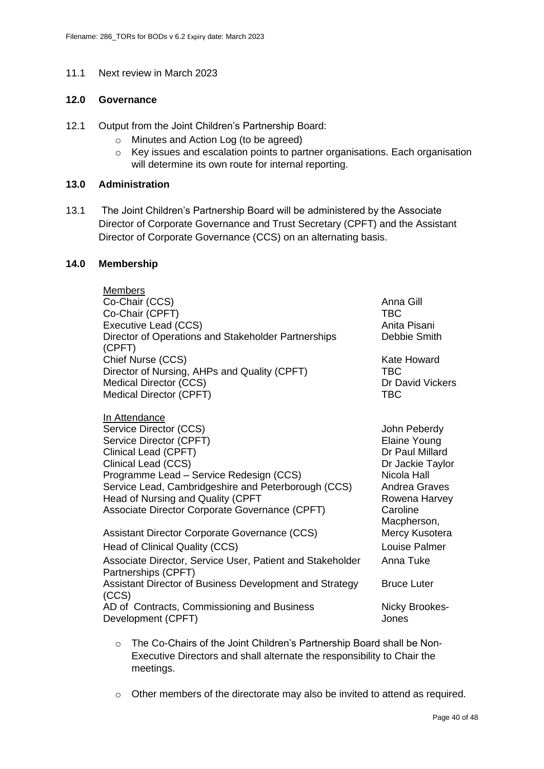11.1 Next review in March 2023

## 12.0 Governance

12.1 Output from the Joint Children's Partnership Board:

- Minutes and Action Log (to be agreed)
- Key issues and escalation points to partner organisations. Each organisation will determine its own route for internal reporting.

## 13.0 Administration

13.1 The Joint Children's Partnership Board will be administered by the Associate Director of Corporate Governance and Trust Secretary (CPFT) and the Assistant Director of Corporate Governance (CCS) on an alternating basis.

## 14.0 Membership

| Members | |
|---|---|
| Co-Chair (CCS) | Anna Gill |
| Co-Chair (CPFT) | TBC |
| Executive Lead (CCS) | Anita Pisani |
| Director of Operations and Stakeholder Partnerships (CPFT) | Debbie Smith |
| Chief Nurse (CCS) | Kate Howard |
| Director of Nursing, AHPs and Quality (CPFT) | TBC |
| Medical Director (CCS) | Dr David Vickers |
| Medical Director (CPFT) | TBC |

| In Attendance | |
|---|---|
| Service Director (CCS) | John Peberdy |
| Service Director (CPFT) | Elaine Young |
| Clinical Lead (CPFT) | Dr Paul Millard |
| Clinical Lead (CCS) | Dr Jackie Taylor |
| Programme Lead – Service Redesign (CCS) | Nicola Hall |
| Service Lead, Cambridgeshire and Peterborough (CCS) | Andrea Graves |
| Head of Nursing and Quality (CPFT | Rowena Harvey |
| Associate Director Corporate Governance (CPFT) | Caroline Macpherson, |
| Assistant Director Corporate Governance (CCS) | Mercy Kusotera |
| Head of Clinical Quality (CCS) | Louise Palmer |
| Associate Director, Service User, Patient and Stakeholder Partnerships (CPFT) | Anna Tuke |
| Assistant Director of Business Development and Strategy (CCS) | Bruce Luter |
| AD of Contracts, Commissioning and Business Development (CPFT) | Nicky Brookes-Jones |

- The Co-Chairs of the Joint Children's Partnership Board shall be Non-Executive Directors and shall alternate the responsibility to Chair the meetings.

- Other members of the directorate may also be invited to attend as required.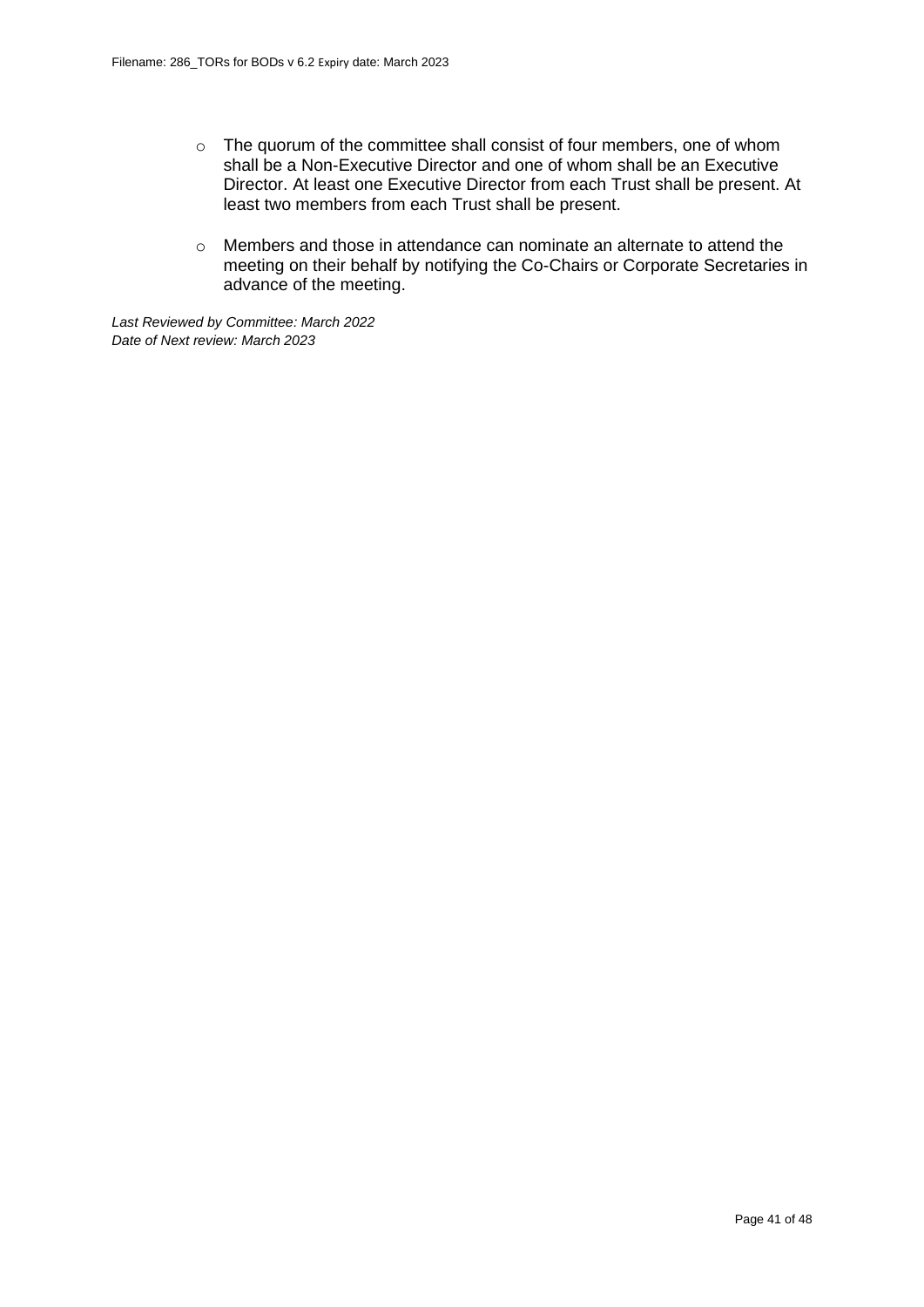- The quorum of the committee shall consist of four members, one of whom shall be a Non-Executive Director and one of whom shall be an Executive Director. At least one Executive Director from each Trust shall be present. At least two members from each Trust shall be present.

- Members and those in attendance can nominate an alternate to attend the meeting on their behalf by notifying the Co-Chairs or Corporate Secretaries in advance of the meeting.

*Last Reviewed by Committee: March 2022*
*Date of Next review: March 2023*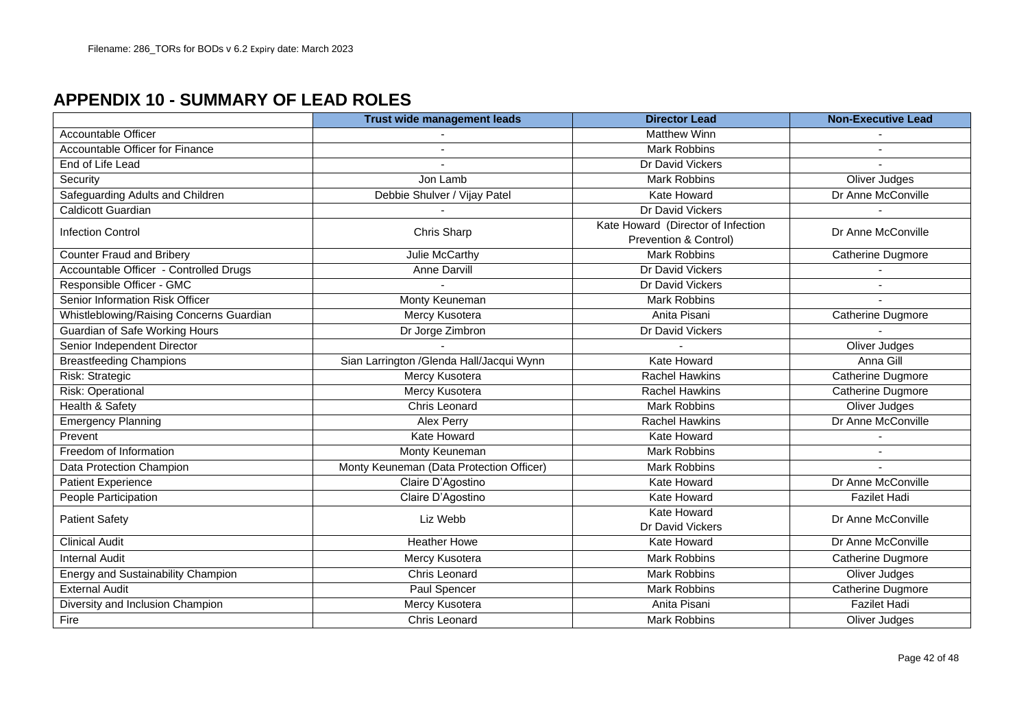## APPENDIX 10 - SUMMARY OF LEAD ROLES

| | Trust wide management leads | Director Lead | Non-Executive Lead |
|---|---|---|---|
| Accountable Officer | - | Matthew Winn | - |
| Accountable Officer for Finance | - | Mark Robbins | - |
| End of Life Lead | - | Dr David Vickers | - |
| Security | Jon Lamb | Mark Robbins | Oliver Judges |
| Safeguarding Adults and Children | Debbie Shulver / Vijay Patel | Kate Howard | Dr Anne McConville |
| Caldicott Guardian | - | Dr David Vickers | - |
| Infection Control | Chris Sharp | Kate Howard (Director of Infection Prevention & Control) | Dr Anne McConville |
| Counter Fraud and Bribery | Julie McCarthy | Mark Robbins | Catherine Dugmore |
| Accountable Officer - Controlled Drugs | Anne Darvill | Dr David Vickers | - |
| Responsible Officer - GMC | - | Dr David Vickers | - |
| Senior Information Risk Officer | Monty Keuneman | Mark Robbins | - |
| Whistleblowing/Raising Concerns Guardian | Mercy Kusotera | Anita Pisani | Catherine Dugmore |
| Guardian of Safe Working Hours | Dr Jorge Zimbron | Dr David Vickers | - |
| Senior Independent Director | - | - | Oliver Judges |
| Breastfeeding Champions | Sian Larrington /Glenda Hall/Jacqui Wynn | Kate Howard | Anna Gill |
| Risk: Strategic | Mercy Kusotera | Rachel Hawkins | Catherine Dugmore |
| Risk: Operational | Mercy Kusotera | Rachel Hawkins | Catherine Dugmore |
| Health & Safety | Chris Leonard | Mark Robbins | Oliver Judges |
| Emergency Planning | Alex Perry | Rachel Hawkins | Dr Anne McConville |
| Prevent | Kate Howard | Kate Howard | - |
| Freedom of Information | Monty Keuneman | Mark Robbins | - |
| Data Protection Champion | Monty Keuneman (Data Protection Officer) | Mark Robbins | - |
| Patient Experience | Claire D'Agostino | Kate Howard | Dr Anne McConville |
| People Participation | Claire D'Agostino | Kate Howard | Fazilet Hadi |
| Patient Safety | Liz Webb | Kate Howard<br>Dr David Vickers | Dr Anne McConville |
| Clinical Audit | Heather Howe | Kate Howard | Dr Anne McConville |
| Internal Audit | Mercy Kusotera | Mark Robbins | Catherine Dugmore |
| Energy and Sustainability Champion | Chris Leonard | Mark Robbins | Oliver Judges |
| External Audit | Paul Spencer | Mark Robbins | Catherine Dugmore |
| Diversity and Inclusion Champion | Mercy Kusotera | Anita Pisani | Fazilet Hadi |
| Fire | Chris Leonard | Mark Robbins | Oliver Judges |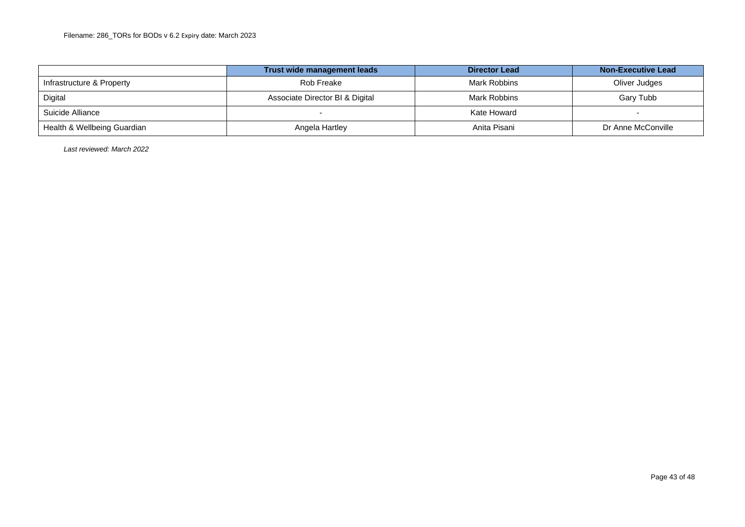| | Trust wide management leads | Director Lead | Non-Executive Lead |
|---|---|---|---|
| Infrastructure & Property | Rob Freake | Mark Robbins | Oliver Judges |
| Digital | Associate Director BI & Digital | Mark Robbins | Gary Tubb |
| Suicide Alliance | - | Kate Howard | - |
| Health & Wellbeing Guardian | Angela Hartley | Anita Pisani | Dr Anne McConville |

*Last reviewed: March 2022*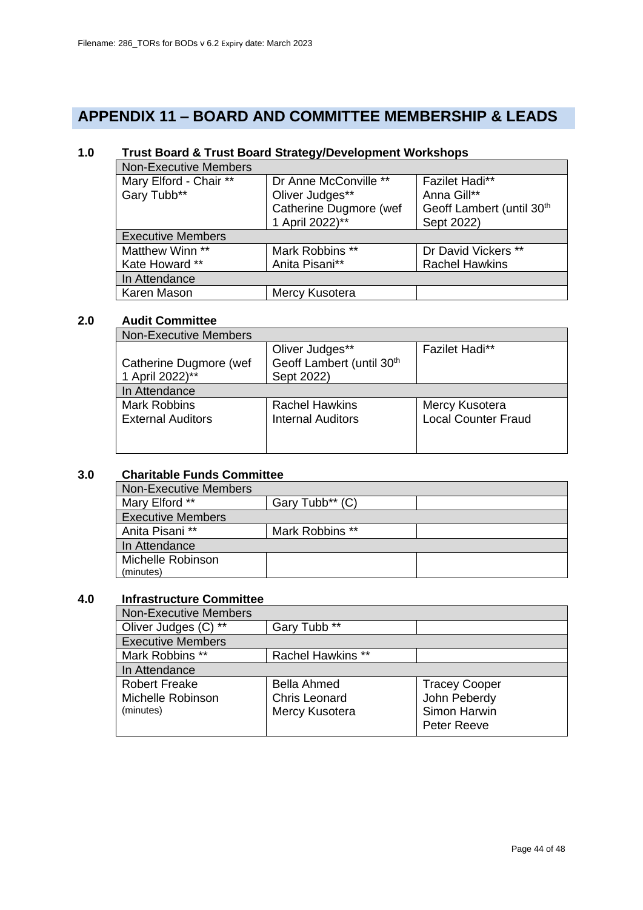## APPENDIX 11 – BOARD AND COMMITTEE MEMBERSHIP & LEADS

### 1.0 Trust Board & Trust Board Strategy/Development Workshops

| Non-Executive Members | | |
|---|---|---|
| Mary Elford - Chair **<br>Gary Tubb** | Dr Anne McConville **<br>Oliver Judges**<br>Catherine Dugmore (wef 1 April 2022)** | Fazilet Hadi**<br>Anna Gill**<br>Geoff Lambert (until 30th Sept 2022) |
| **Executive Members** | | |
| Matthew Winn **<br>Kate Howard ** | Mark Robbins **<br>Anita Pisani** | Dr David Vickers **<br>Rachel Hawkins |
| **In Attendance** | | |
| Karen Mason | Mercy Kusotera | |

### 2.0 Audit Committee

| Non-Executive Members | | |
|---|---|---|
| Catherine Dugmore (wef 1 April 2022)** | Oliver Judges**<br>Geoff Lambert (until 30th Sept 2022) | Fazilet Hadi** |
| **In Attendance** | | |
| Mark Robbins<br>External Auditors | Rachel Hawkins<br>Internal Auditors | Mercy Kusotera<br>Local Counter Fraud |

### 3.0 Charitable Funds Committee

| Non-Executive Members | | |
|---|---|---|
| Mary Elford ** | Gary Tubb** (C) | |
| **Executive Members** | | |
| Anita Pisani ** | Mark Robbins ** | |
| **In Attendance** | | |
| Michelle Robinson (minutes) | | |

### 4.0 Infrastructure Committee

| Non-Executive Members | | |
|---|---|---|
| Oliver Judges (C) ** | Gary Tubb ** | |
| **Executive Members** | | |
| Mark Robbins ** | Rachel Hawkins ** | |
| **In Attendance** | | |
| Robert Freake<br>Michelle Robinson (minutes) | Bella Ahmed<br>Chris Leonard<br>Mercy Kusotera | Tracey Cooper<br>John Peberdy<br>Simon Harwin<br>Peter Reeve |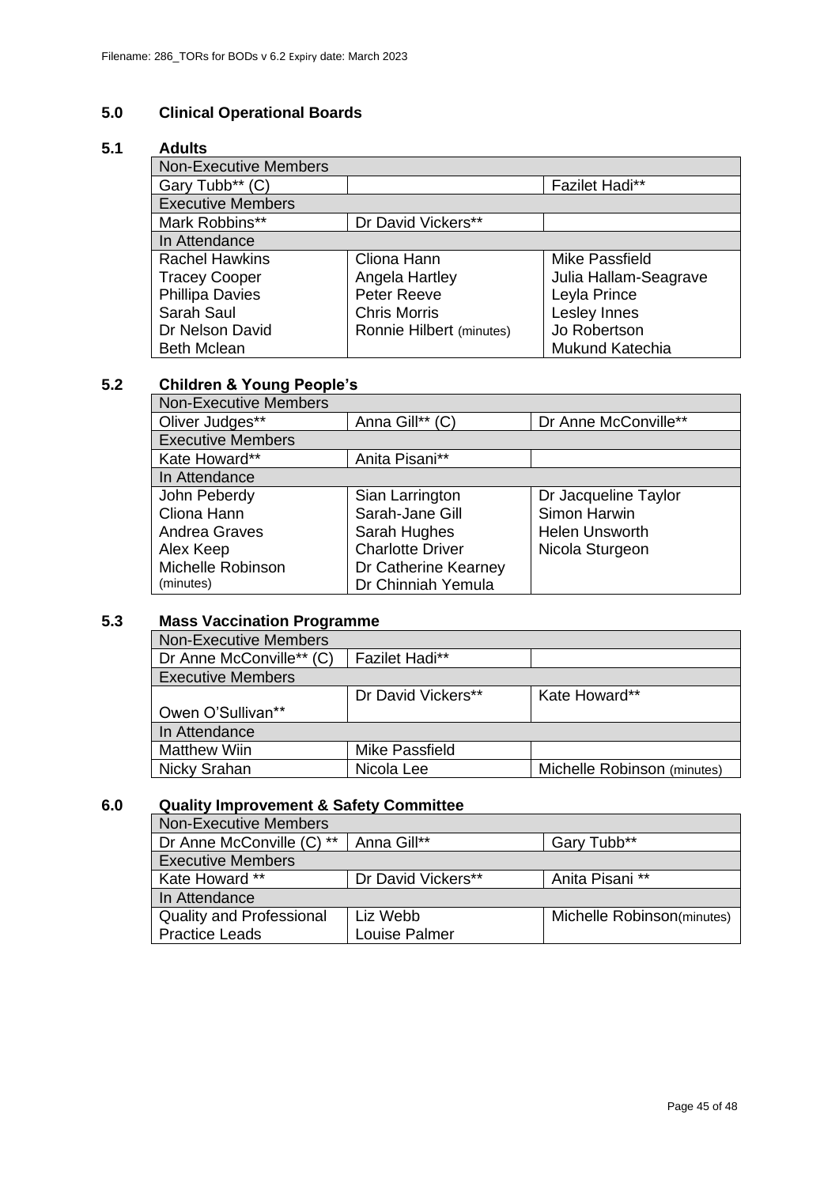## 5.0 Clinical Operational Boards

### 5.1 Adults

| Non-Executive Members | | |
|---|---|---|
| Gary Tubb** (C) | | Fazilet Hadi** |
| **Executive Members** | | |
| Mark Robbins** | Dr David Vickers** | |
| **In Attendance** | | |
| Rachel Hawkins<br>Tracey Cooper<br>Phillipa Davies<br>Sarah Saul<br>Dr Nelson David<br>Beth Mclean | Cliona Hann<br>Angela Hartley<br>Peter Reeve<br>Chris Morris<br>Ronnie Hilbert (minutes) | Mike Passfield<br>Julia Hallam-Seagrave<br>Leyla Prince<br>Lesley Innes<br>Jo Robertson<br>Mukund Katechia |

### 5.2 Children & Young People's

| Non-Executive Members | | |
|---|---|---|
| Oliver Judges** | Anna Gill** (C) | Dr Anne McConville** |
| **Executive Members** | | |
| Kate Howard** | Anita Pisani** | |
| **In Attendance** | | |
| John Peberdy<br>Cliona Hann<br>Andrea Graves<br>Alex Keep<br>Michelle Robinson (minutes) | Sian Larrington<br>Sarah-Jane Gill<br>Sarah Hughes<br>Charlotte Driver<br>Dr Catherine Kearney<br>Dr Chinniah Yemula | Dr Jacqueline Taylor<br>Simon Harwin<br>Helen Unsworth<br>Nicola Sturgeon |

### 5.3 Mass Vaccination Programme

| Non-Executive Members | | |
|---|---|---|
| Dr Anne McConville** (C) | Fazilet Hadi** | |
| **Executive Members** | | |
| Owen O'Sullivan** | Dr David Vickers** | Kate Howard** |
| **In Attendance** | | |
| Matthew Wiin | Mike Passfield | |
| Nicky Srahan | Nicola Lee | Michelle Robinson (minutes) |

## 6.0 Quality Improvement & Safety Committee

| Non-Executive Members | | |
|---|---|---|
| Dr Anne McConville (C) ** | Anna Gill** | Gary Tubb** |
| **Executive Members** | | |
| Kate Howard ** | Dr David Vickers** | Anita Pisani ** |
| **In Attendance** | | |
| Quality and Professional Practice Leads | Liz Webb<br>Louise Palmer | Michelle Robinson(minutes) |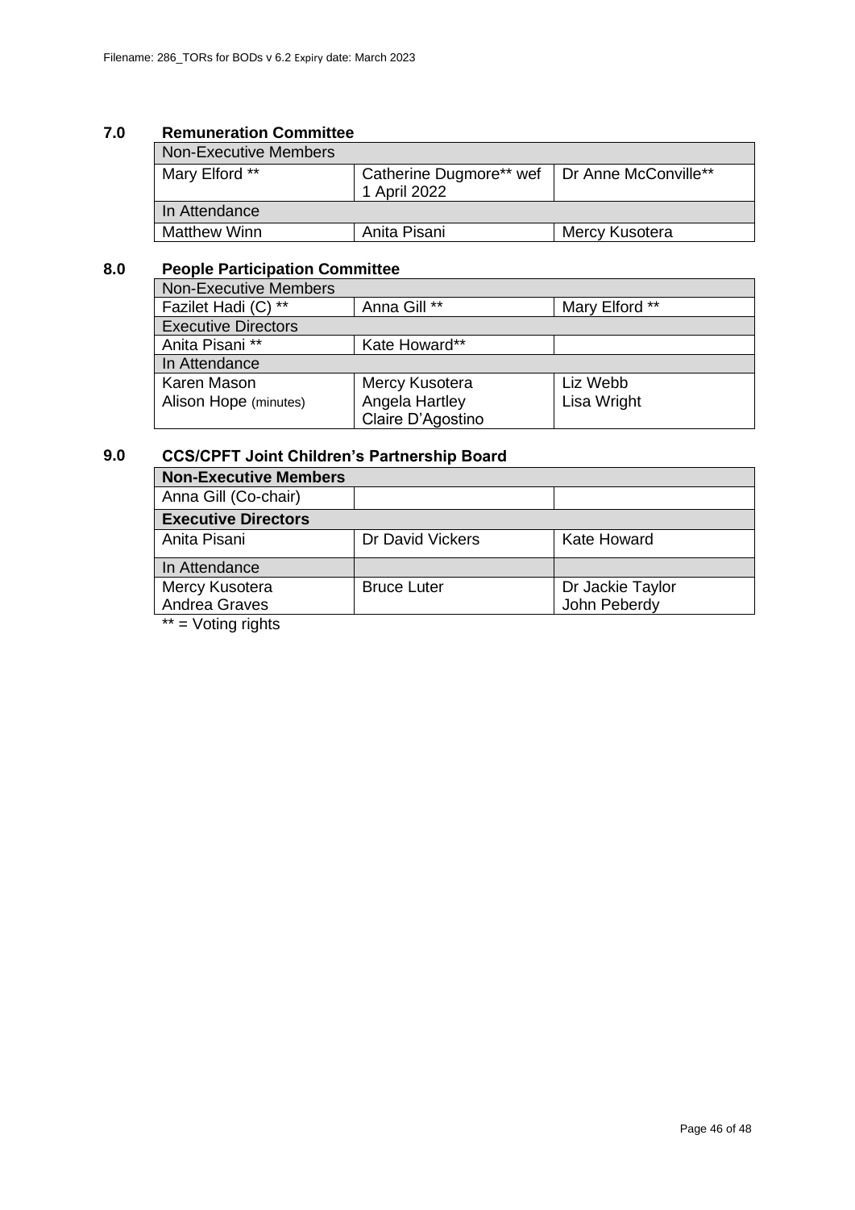## 7.0 Remuneration Committee

| Non-Executive Members | | |
|---|---|---|
| Mary Elford ** | Catherine Dugmore** wef 1 April 2022 | Dr Anne McConville** |
| In Attendance | | |
| Matthew Winn | Anita Pisani | Mercy Kusotera |

## 8.0 People Participation Committee

| Non-Executive Members | | |
|---|---|---|
| Fazilet Hadi (C) ** | Anna Gill ** | Mary Elford ** |
| Executive Directors | | |
| Anita Pisani ** | Kate Howard** | |
| In Attendance | | |
| Karen Mason<br>Alison Hope (minutes) | Mercy Kusotera<br>Angela Hartley<br>Claire D'Agostino | Liz Webb<br>Lisa Wright |

## 9.0 CCS/CPFT Joint Children's Partnership Board

| **Non-Executive Members** | | |
|---|---|---|
| Anna Gill (Co-chair) | | |
| **Executive Directors** | | |
| Anita Pisani | Dr David Vickers | Kate Howard |
| In Attendance | | |
| Mercy Kusotera<br>Andrea Graves | Bruce Luter | Dr Jackie Taylor<br>John Peberdy |

** = Voting rights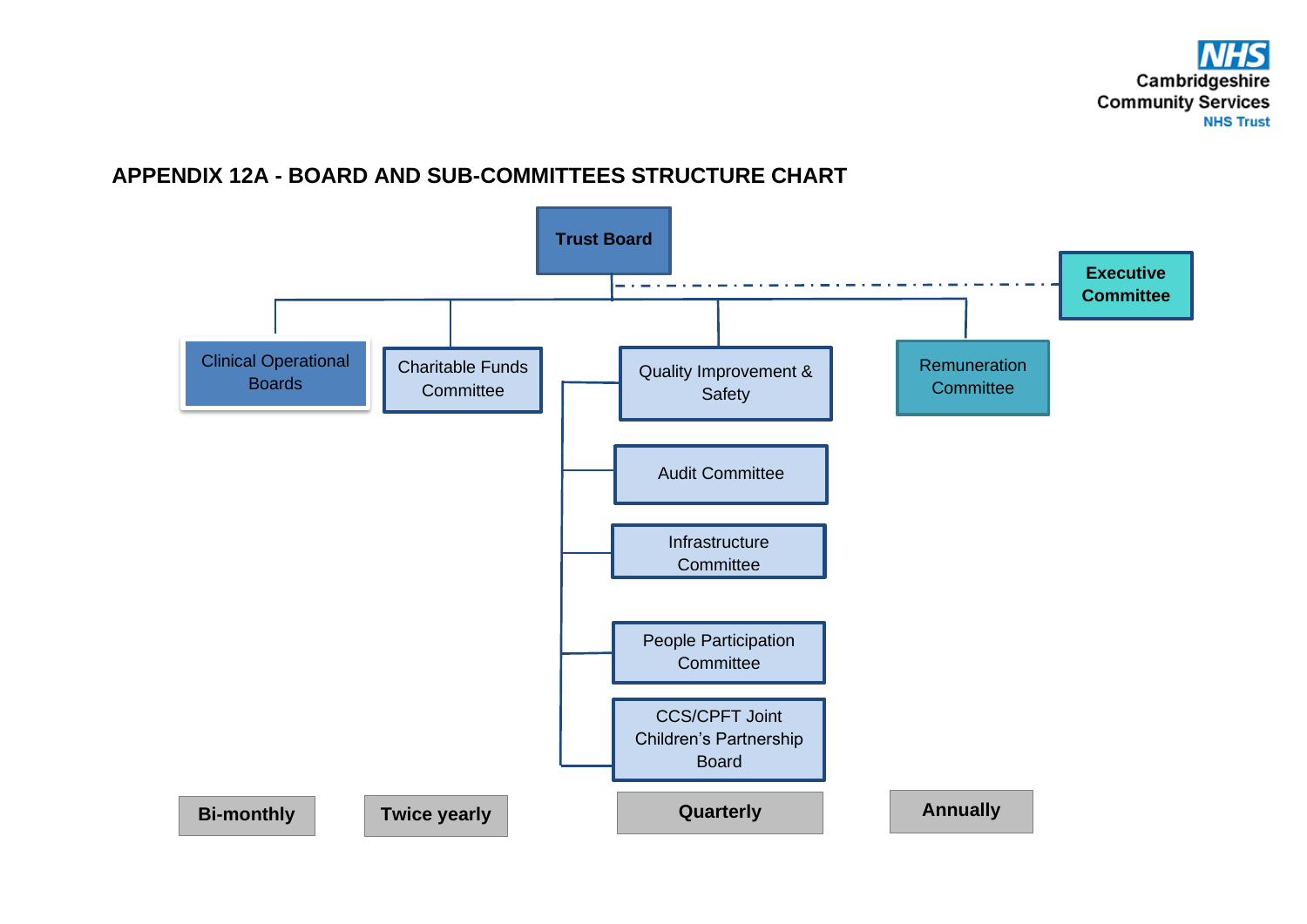# APPENDIX 12A - BOARD AND SUB-COMMITTEES STRUCTURE CHART

**Trust Board**

- **Executive Committee** (dashed line link to Trust Board)
- Clinical Operational Boards — **Bi-monthly**
- Charitable Funds Committee — **Twice yearly**
- **Quarterly**:
  - Quality Improvement & Safety
  - Audit Committee
  - Infrastructure Committee
  - People Participation Committee
  - CCS/CPFT Joint Children's Partnership Board
- Remuneration Committee — **Annually**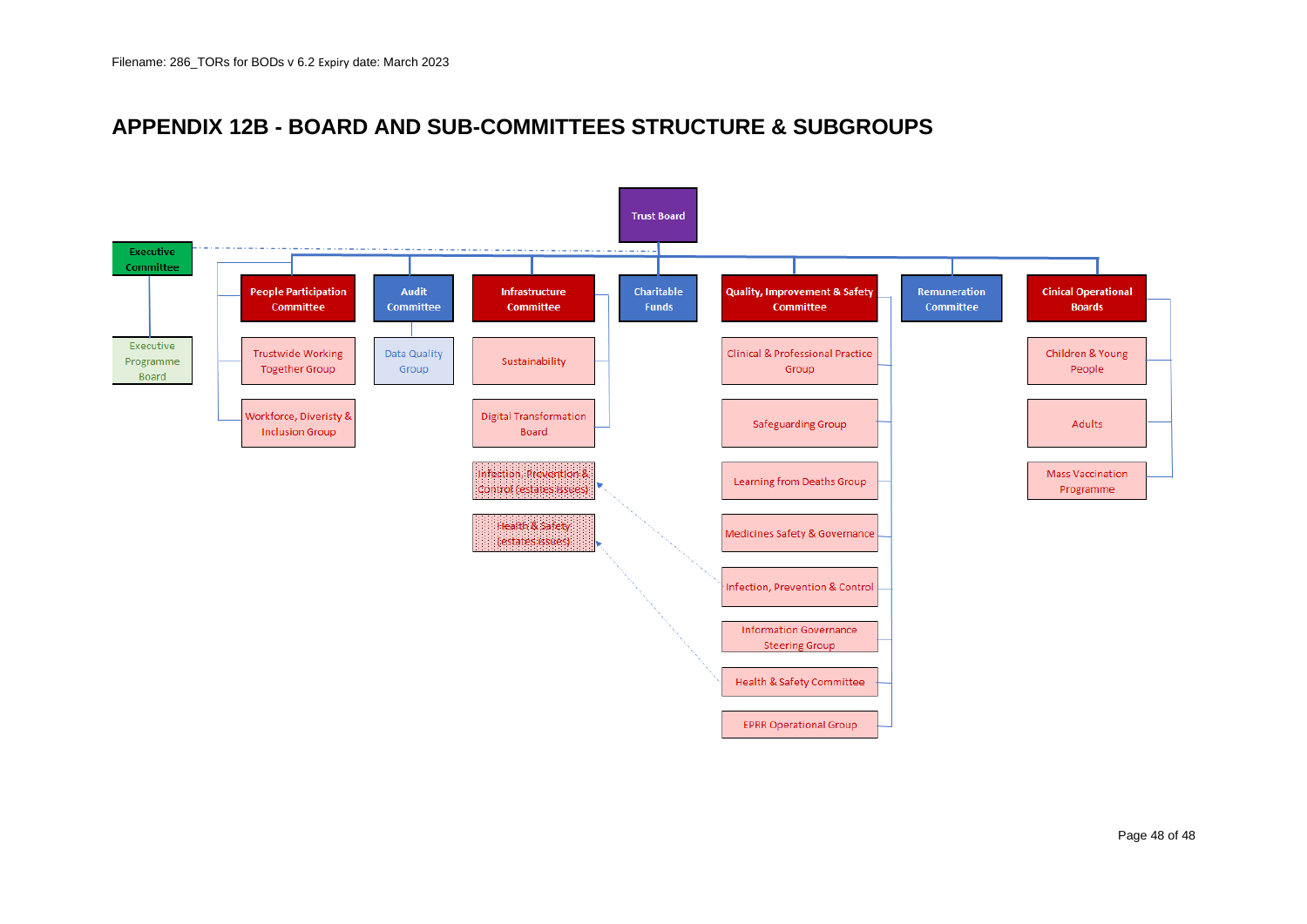## APPENDIX 12B - BOARD AND SUB-COMMITTEES STRUCTURE & SUBGROUPS

Trust Board

Executive Committee

Executive Programme Board

People Participation Committee

Trustwide Working Together Group

Workforce, Diveristy & Inclusion Group

Audit Committee

Data Quality Group

Infrastructure Committee

Sustainability

Digital Transformation Board

Infection, Prevention & Control (estates issues)

Health & Safety (estates issues)

Charitable Funds

Quality, Improvement & Safety Committee

Clinical & Professional Practice Group

Safeguarding Group

Learning from Deaths Group

Medicines Safety & Governance

Infection, Prevention & Control

Information Governance Steering Group

Health & Safety Committee

EPRR Operational Group

Remuneration Committee

Cinical Operational Boards

Children & Young People

Adults

Mass Vaccination Programme